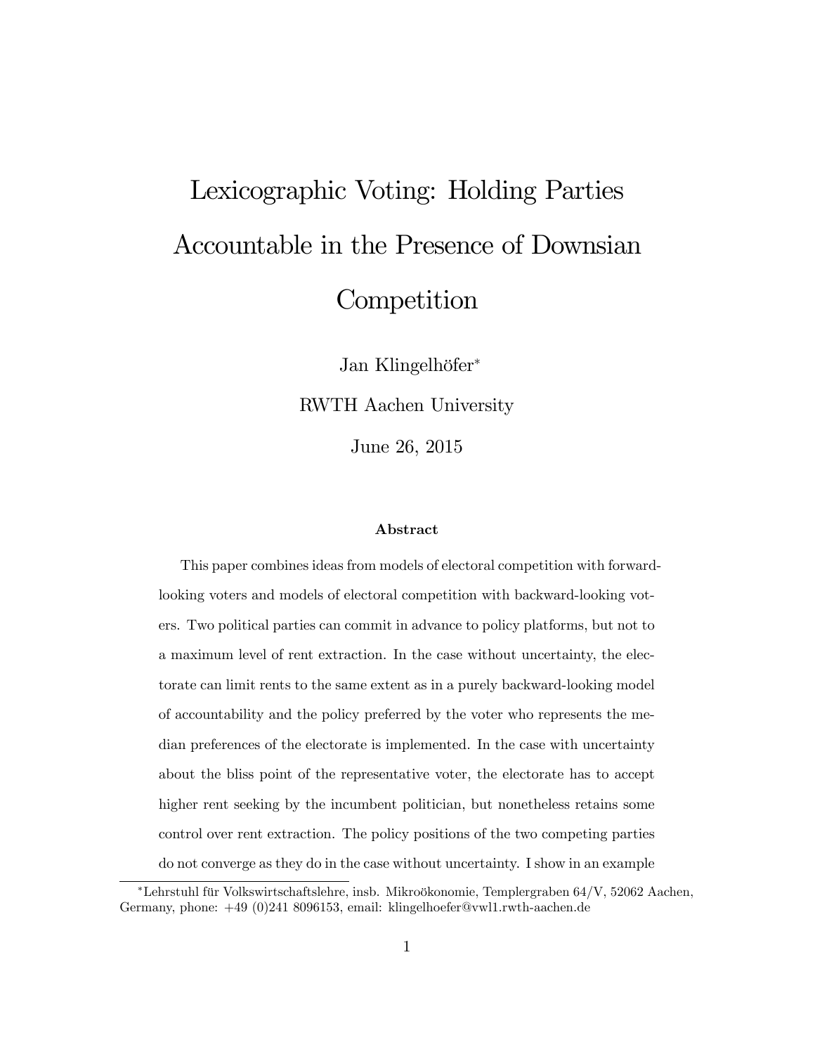# Lexicographic Voting: Holding Parties Accountable in the Presence of Downsian Competition

Jan Klingelhöfer*

RWTH Aachen University

June 26, 2015

### Abstract

This paper combines ideas from models of electoral competition with forward-looking voters and models of electoral competition with backward-looking voters. Two political parties can commit in advance to policy platforms, but not to a maximum level of rent extraction. In the case without uncertainty, the electorate can limit rents to the same extent as in a purely backward-looking model of accountability and the policy preferred by the voter who represents the median preferences of the electorate is implemented. In the case with uncertainty about the bliss point of the representative voter, the electorate has to accept higher rent seeking by the incumbent politician, but nonetheless retains some control over rent extraction. The policy positions of the two competing parties do not converge as they do in the case without uncertainty. I show in an example

*Lehrstuhl für Volkswirtschaftslehre, insb. Mikroökonomie, Templergraben 64/V, 52062 Aachen, Germany, phone: +49 (0)241 8096153, email: klingelhoefer@vwl1.rwth-aachen.de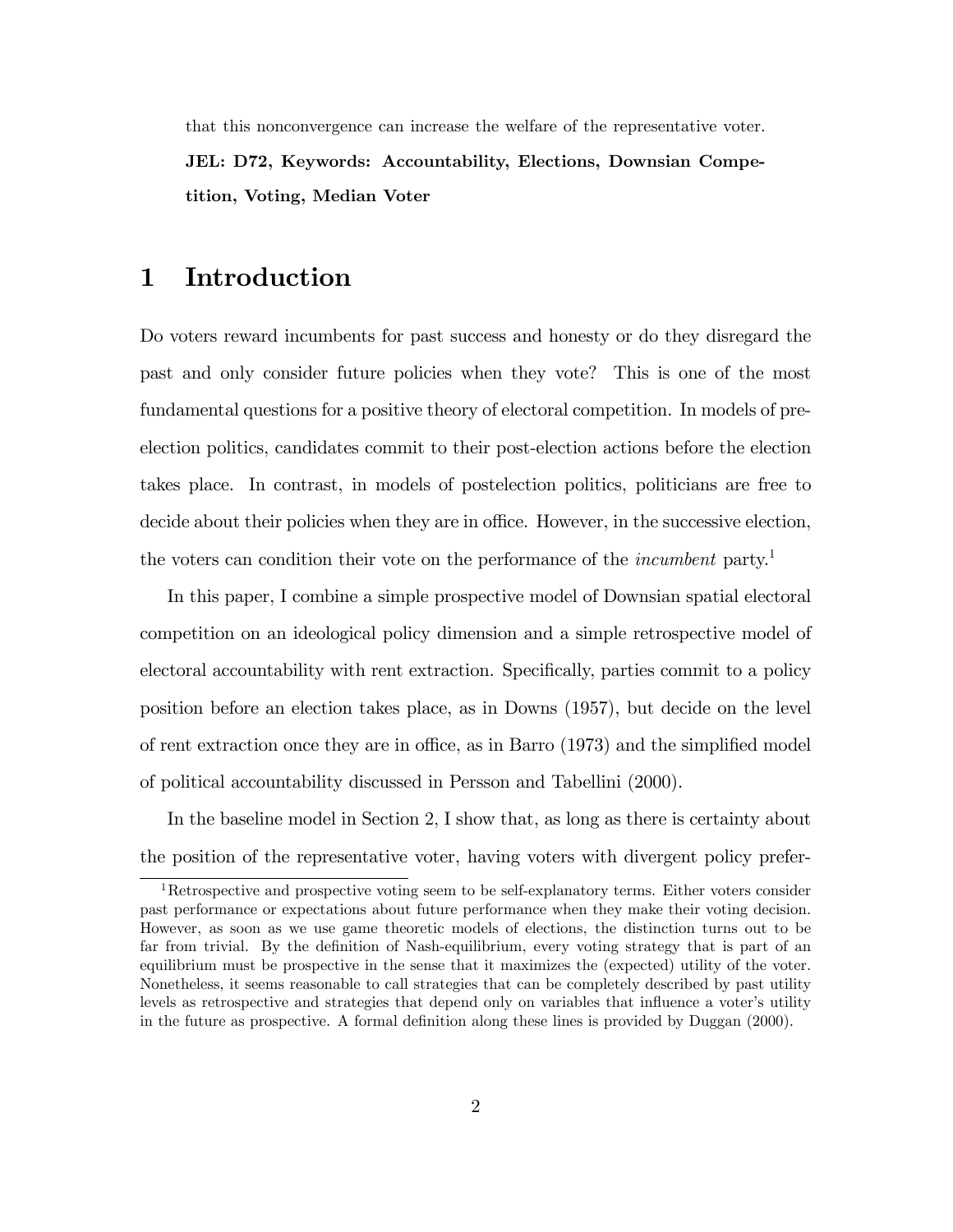that this nonconvergence can increase the welfare of the representative voter.

**JEL: D72, Keywords: Accountability, Elections, Downsian Competition, Voting, Median Voter**

# 1 Introduction

Do voters reward incumbents for past success and honesty or do they disregard the past and only consider future policies when they vote? This is one of the most fundamental questions for a positive theory of electoral competition. In models of pre-election politics, candidates commit to their post-election actions before the election takes place. In contrast, in models of postelection politics, politicians are free to decide about their policies when they are in office. However, in the successive election, the voters can condition their vote on the performance of the *incumbent* party.[1]

In this paper, I combine a simple prospective model of Downsian spatial electoral competition on an ideological policy dimension and a simple retrospective model of electoral accountability with rent extraction. Specifically, parties commit to a policy position before an election takes place, as in Downs (1957), but decide on the level of rent extraction once they are in office, as in Barro (1973) and the simplified model of political accountability discussed in Persson and Tabellini (2000).

In the baseline model in Section 2, I show that, as long as there is certainty about the position of the representative voter, having voters with divergent policy prefer-

[1] Retrospective and prospective voting seem to be self-explanatory terms. Either voters consider past performance or expectations about future performance when they make their voting decision. However, as soon as we use game theoretic models of elections, the distinction turns out to be far from trivial. By the definition of Nash-equilibrium, every voting strategy that is part of an equilibrium must be prospective in the sense that it maximizes the (expected) utility of the voter. Nonetheless, it seems reasonable to call strategies that can be completely described by past utility levels as retrospective and strategies that depend only on variables that influence a voter's utility in the future as prospective. A formal definition along these lines is provided by Duggan (2000).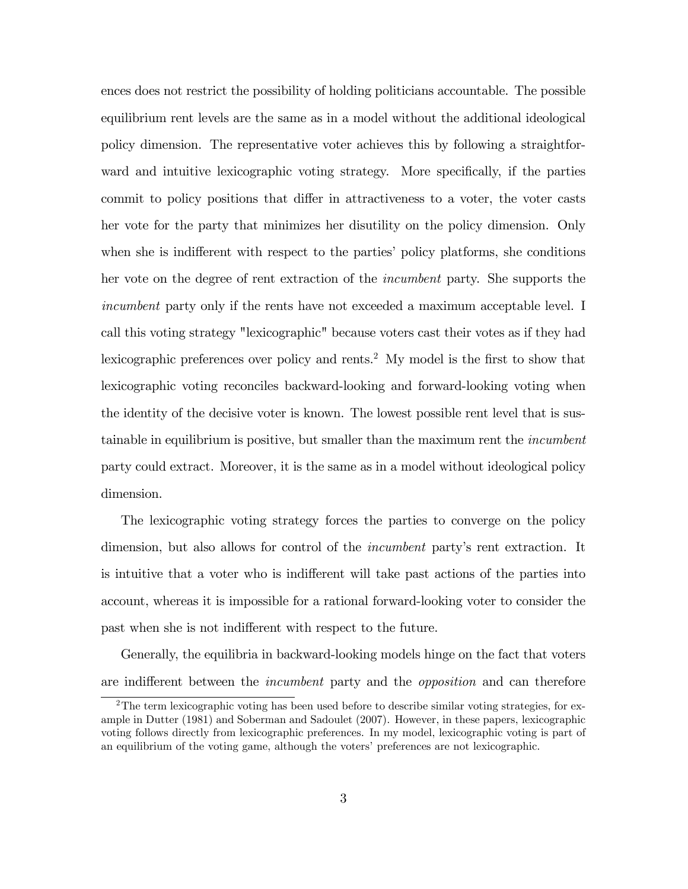ences does not restrict the possibility of holding politicians accountable. The possible equilibrium rent levels are the same as in a model without the additional ideological policy dimension. The representative voter achieves this by following a straightforward and intuitive lexicographic voting strategy. More specifically, if the parties commit to policy positions that differ in attractiveness to a voter, the voter casts her vote for the party that minimizes her disutility on the policy dimension. Only when she is indifferent with respect to the parties' policy platforms, she conditions her vote on the degree of rent extraction of the *incumbent* party. She supports the *incumbent* party only if the rents have not exceeded a maximum acceptable level. I call this voting strategy "lexicographic" because voters cast their votes as if they had lexicographic preferences over policy and rents.[2] My model is the first to show that lexicographic voting reconciles backward-looking and forward-looking voting when the identity of the decisive voter is known. The lowest possible rent level that is sustainable in equilibrium is positive, but smaller than the maximum rent the *incumbent* party could extract. Moreover, it is the same as in a model without ideological policy dimension.

The lexicographic voting strategy forces the parties to converge on the policy dimension, but also allows for control of the *incumbent* party's rent extraction. It is intuitive that a voter who is indifferent will take past actions of the parties into account, whereas it is impossible for a rational forward-looking voter to consider the past when she is not indifferent with respect to the future.

Generally, the equilibria in backward-looking models hinge on the fact that voters are indifferent between the *incumbent* party and the *opposition* and can therefore

[2] The term lexicographic voting has been used before to describe similar voting strategies, for example in Dutter (1981) and Soberman and Sadoulet (2007). However, in these papers, lexicographic voting follows directly from lexicographic preferences. In my model, lexicographic voting is part of an equilibrium of the voting game, although the voters' preferences are not lexicographic.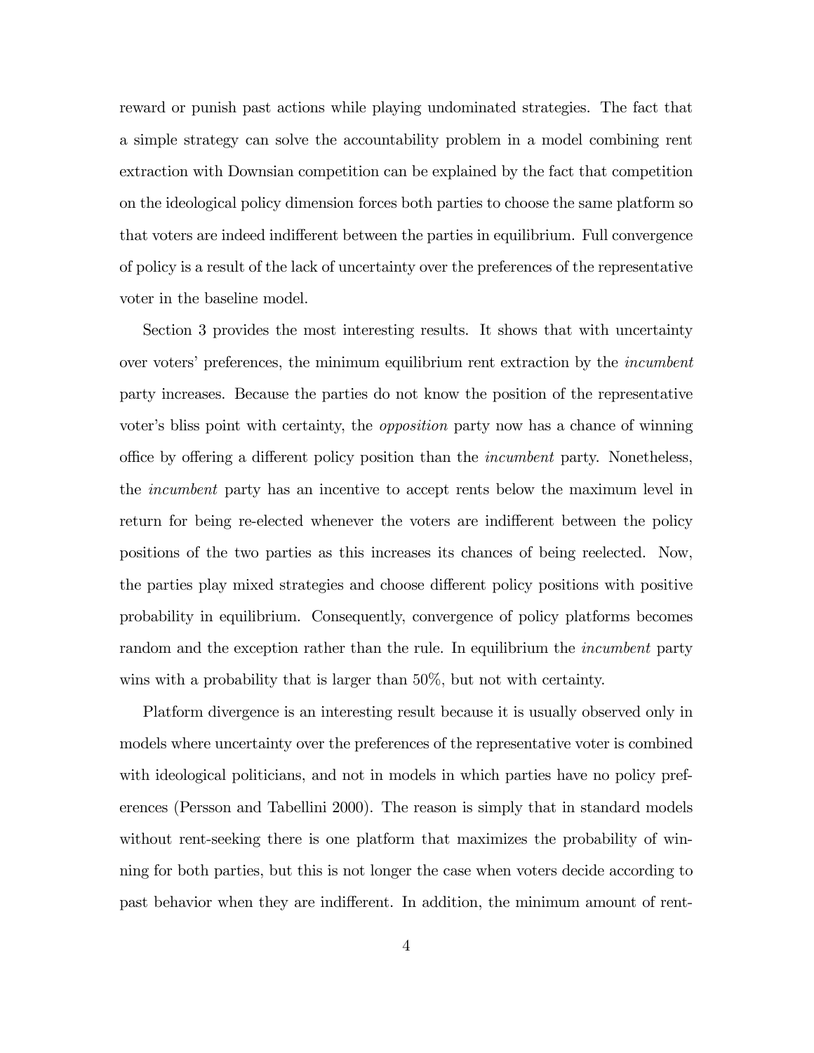reward or punish past actions while playing undominated strategies. The fact that a simple strategy can solve the accountability problem in a model combining rent extraction with Downsian competition can be explained by the fact that competition on the ideological policy dimension forces both parties to choose the same platform so that voters are indeed indifferent between the parties in equilibrium. Full convergence of policy is a result of the lack of uncertainty over the preferences of the representative voter in the baseline model.

Section 3 provides the most interesting results. It shows that with uncertainty over voters' preferences, the minimum equilibrium rent extraction by the *incumbent* party increases. Because the parties do not know the position of the representative voter's bliss point with certainty, the *opposition* party now has a chance of winning office by offering a different policy position than the *incumbent* party. Nonetheless, the *incumbent* party has an incentive to accept rents below the maximum level in return for being re-elected whenever the voters are indifferent between the policy positions of the two parties as this increases its chances of being reelected. Now, the parties play mixed strategies and choose different policy positions with positive probability in equilibrium. Consequently, convergence of policy platforms becomes random and the exception rather than the rule. In equilibrium the *incumbent* party wins with a probability that is larger than 50%, but not with certainty.

Platform divergence is an interesting result because it is usually observed only in models where uncertainty over the preferences of the representative voter is combined with ideological politicians, and not in models in which parties have no policy preferences (Persson and Tabellini 2000). The reason is simply that in standard models without rent-seeking there is one platform that maximizes the probability of winning for both parties, but this is not longer the case when voters decide according to past behavior when they are indifferent. In addition, the minimum amount of rent-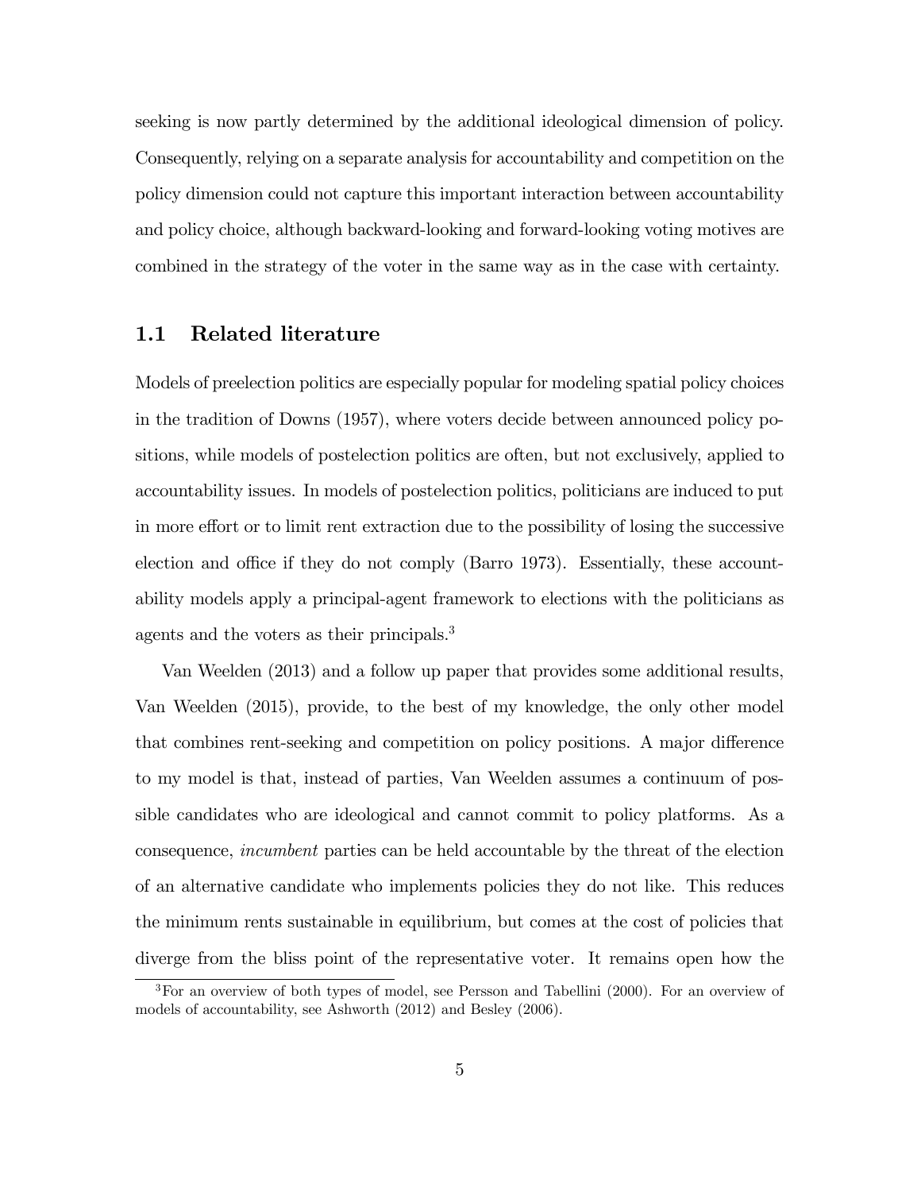seeking is now partly determined by the additional ideological dimension of policy. Consequently, relying on a separate analysis for accountability and competition on the policy dimension could not capture this important interaction between accountability and policy choice, although backward-looking and forward-looking voting motives are combined in the strategy of the voter in the same way as in the case with certainty.

## 1.1 Related literature

Models of preelection politics are especially popular for modeling spatial policy choices in the tradition of Downs (1957), where voters decide between announced policy positions, while models of postelection politics are often, but not exclusively, applied to accountability issues. In models of postelection politics, politicians are induced to put in more effort or to limit rent extraction due to the possibility of losing the successive election and office if they do not comply (Barro 1973). Essentially, these accountability models apply a principal-agent framework to elections with the politicians as agents and the voters as their principals.[3]

Van Weelden (2013) and a follow up paper that provides some additional results, Van Weelden (2015), provide, to the best of my knowledge, the only other model that combines rent-seeking and competition on policy positions. A major difference to my model is that, instead of parties, Van Weelden assumes a continuum of possible candidates who are ideological and cannot commit to policy platforms. As a consequence, *incumbent* parties can be held accountable by the threat of the election of an alternative candidate who implements policies they do not like. This reduces the minimum rents sustainable in equilibrium, but comes at the cost of policies that diverge from the bliss point of the representative voter. It remains open how the

[3] For an overview of both types of model, see Persson and Tabellini (2000). For an overview of models of accountability, see Ashworth (2012) and Besley (2006).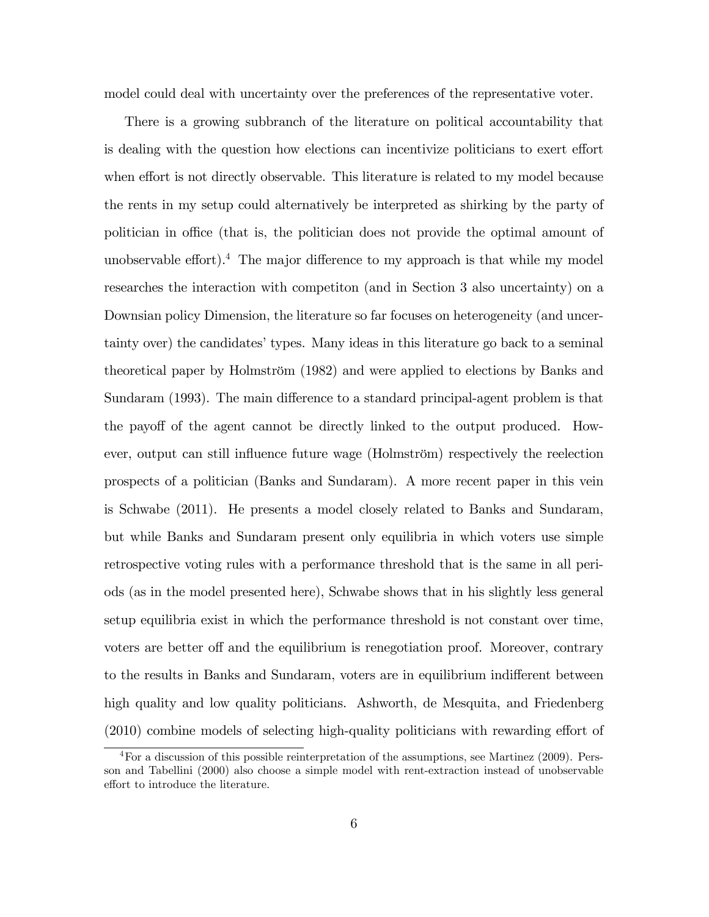model could deal with uncertainty over the preferences of the representative voter.

There is a growing subbranch of the literature on political accountability that is dealing with the question how elections can incentivize politicians to exert effort when effort is not directly observable. This literature is related to my model because the rents in my setup could alternatively be interpreted as shirking by the party of politician in office (that is, the politician does not provide the optimal amount of unobservable effort).[4] The major difference to my approach is that while my model researches the interaction with competiton (and in Section 3 also uncertainty) on a Downsian policy Dimension, the literature so far focuses on heterogeneity (and uncertainty over) the candidates' types. Many ideas in this literature go back to a seminal theoretical paper by Holmström (1982) and were applied to elections by Banks and Sundaram (1993). The main difference to a standard principal-agent problem is that the payoff of the agent cannot be directly linked to the output produced. However, output can still influence future wage (Holmström) respectively the reelection prospects of a politician (Banks and Sundaram). A more recent paper in this vein is Schwabe (2011). He presents a model closely related to Banks and Sundaram, but while Banks and Sundaram present only equilibria in which voters use simple retrospective voting rules with a performance threshold that is the same in all periods (as in the model presented here), Schwabe shows that in his slightly less general setup equilibria exist in which the performance threshold is not constant over time, voters are better off and the equilibrium is renegotiation proof. Moreover, contrary to the results in Banks and Sundaram, voters are in equilibrium indifferent between high quality and low quality politicians. Ashworth, de Mesquita, and Friedenberg (2010) combine models of selecting high-quality politicians with rewarding effort of

[4] For a discussion of this possible reinterpretation of the assumptions, see Martinez (2009). Persson and Tabellini (2000) also choose a simple model with rent-extraction instead of unobservable effort to introduce the literature.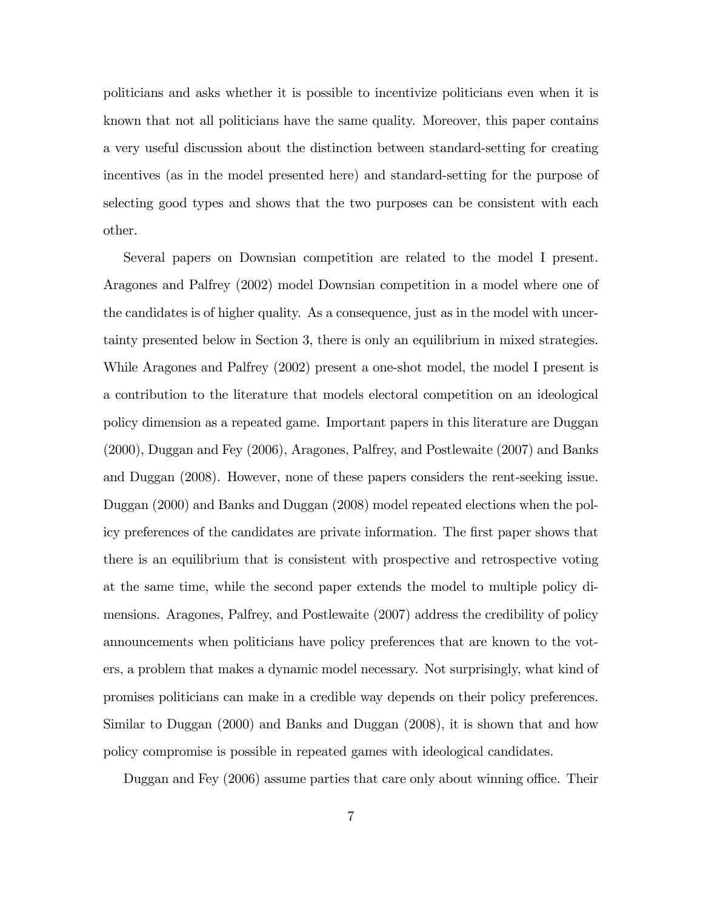politicians and asks whether it is possible to incentivize politicians even when it is known that not all politicians have the same quality. Moreover, this paper contains a very useful discussion about the distinction between standard-setting for creating incentives (as in the model presented here) and standard-setting for the purpose of selecting good types and shows that the two purposes can be consistent with each other.

Several papers on Downsian competition are related to the model I present. Aragones and Palfrey (2002) model Downsian competition in a model where one of the candidates is of higher quality. As a consequence, just as in the model with uncertainty presented below in Section 3, there is only an equilibrium in mixed strategies. While Aragones and Palfrey (2002) present a one-shot model, the model I present is a contribution to the literature that models electoral competition on an ideological policy dimension as a repeated game. Important papers in this literature are Duggan (2000), Duggan and Fey (2006), Aragones, Palfrey, and Postlewaite (2007) and Banks and Duggan (2008). However, none of these papers considers the rent-seeking issue. Duggan (2000) and Banks and Duggan (2008) model repeated elections when the policy preferences of the candidates are private information. The first paper shows that there is an equilibrium that is consistent with prospective and retrospective voting at the same time, while the second paper extends the model to multiple policy dimensions. Aragones, Palfrey, and Postlewaite (2007) address the credibility of policy announcements when politicians have policy preferences that are known to the voters, a problem that makes a dynamic model necessary. Not surprisingly, what kind of promises politicians can make in a credible way depends on their policy preferences. Similar to Duggan (2000) and Banks and Duggan (2008), it is shown that and how policy compromise is possible in repeated games with ideological candidates.

Duggan and Fey (2006) assume parties that care only about winning office. Their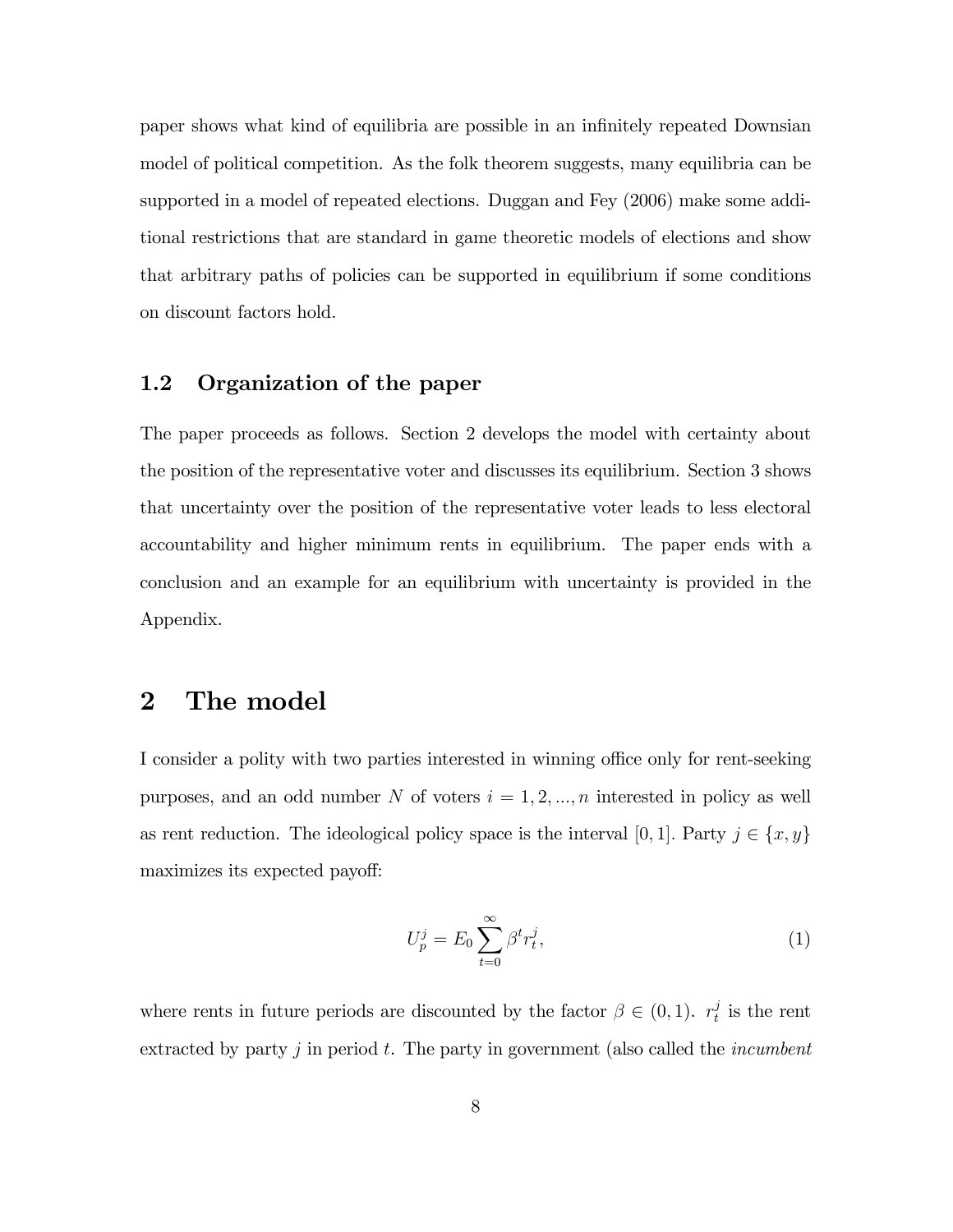paper shows what kind of equilibria are possible in an infinitely repeated Downsian model of political competition. As the folk theorem suggests, many equilibria can be supported in a model of repeated elections. Duggan and Fey (2006) make some additional restrictions that are standard in game theoretic models of elections and show that arbitrary paths of policies can be supported in equilibrium if some conditions on discount factors hold.

### 1.2 Organization of the paper

The paper proceeds as follows. Section 2 develops the model with certainty about the position of the representative voter and discusses its equilibrium. Section 3 shows that uncertainty over the position of the representative voter leads to less electoral accountability and higher minimum rents in equilibrium. The paper ends with a conclusion and an example for an equilibrium with uncertainty is provided in the Appendix.

## 2 The model

I consider a polity with two parties interested in winning office only for rent-seeking purposes, and an odd number $N$ of voters $i = 1, 2, ..., n$ interested in policy as well as rent reduction. The ideological policy space is the interval $[0, 1]$. Party $j \in \{x, y\}$ maximizes its expected payoff:

$$U_p^j = E_0 \sum_{t=0}^{\infty} \beta^t r_t^j, \tag{1}$$

where rents in future periods are discounted by the factor $\beta \in (0, 1)$. $r_t^j$ is the rent extracted by party $j$ in period $t$. The party in government (also called the *incumbent*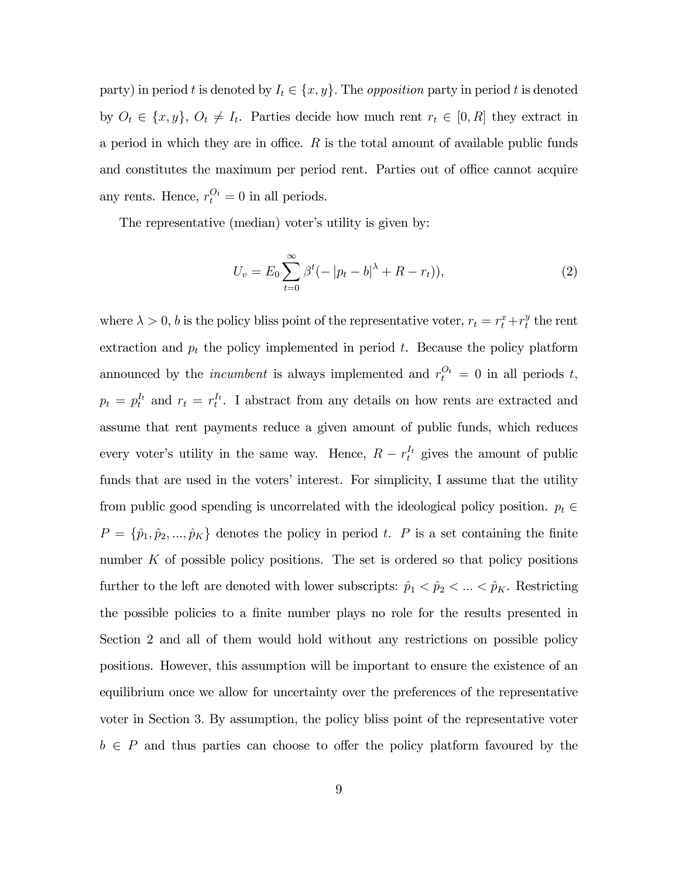party) in period $t$ is denoted by $I_t \in \{x, y\}$. The *opposition* party in period $t$ is denoted by $O_t \in \{x, y\}$, $O_t \neq I_t$. Parties decide how much rent $r_t \in [0, R]$ they extract in a period in which they are in office. $R$ is the total amount of available public funds and constitutes the maximum per period rent. Parties out of office cannot acquire any rents. Hence, $r_t^{O_t} = 0$ in all periods.

The representative (median) voter's utility is given by:

$$U_v = E_0 \sum_{t=0}^{\infty} \beta^t (- |p_t - b|^{\lambda} + R - r_t)), \tag{2}$$

where $\lambda > 0$, $b$ is the policy bliss point of the representative voter, $r_t = r_t^x + r_t^y$ the rent extraction and $p_t$ the policy implemented in period $t$. Because the policy platform announced by the *incumbent* is always implemented and $r_t^{O_t} = 0$ in all periods $t$, $p_t = p_t^{I_t}$ and $r_t = r_t^{I_t}$. I abstract from any details on how rents are extracted and assume that rent payments reduce a given amount of public funds, which reduces every voter's utility in the same way. Hence, $R - r_t^{I_t}$ gives the amount of public funds that are used in the voters' interest. For simplicity, I assume that the utility from public good spending is uncorrelated with the ideological policy position. $p_t \in P = \{\hat{p}_1, \hat{p}_2, ..., \hat{p}_K\}$ denotes the policy in period $t$. $P$ is a set containing the finite number $K$ of possible policy positions. The set is ordered so that policy positions further to the left are denoted with lower subscripts: $\hat{p}_1 < \hat{p}_2 < ... < \hat{p}_K$. Restricting the possible policies to a finite number plays no role for the results presented in Section 2 and all of them would hold without any restrictions on possible policy positions. However, this assumption will be important to ensure the existence of an equilibrium once we allow for uncertainty over the preferences of the representative voter in Section 3. By assumption, the policy bliss point of the representative voter $b \in P$ and thus parties can choose to offer the policy platform favoured by the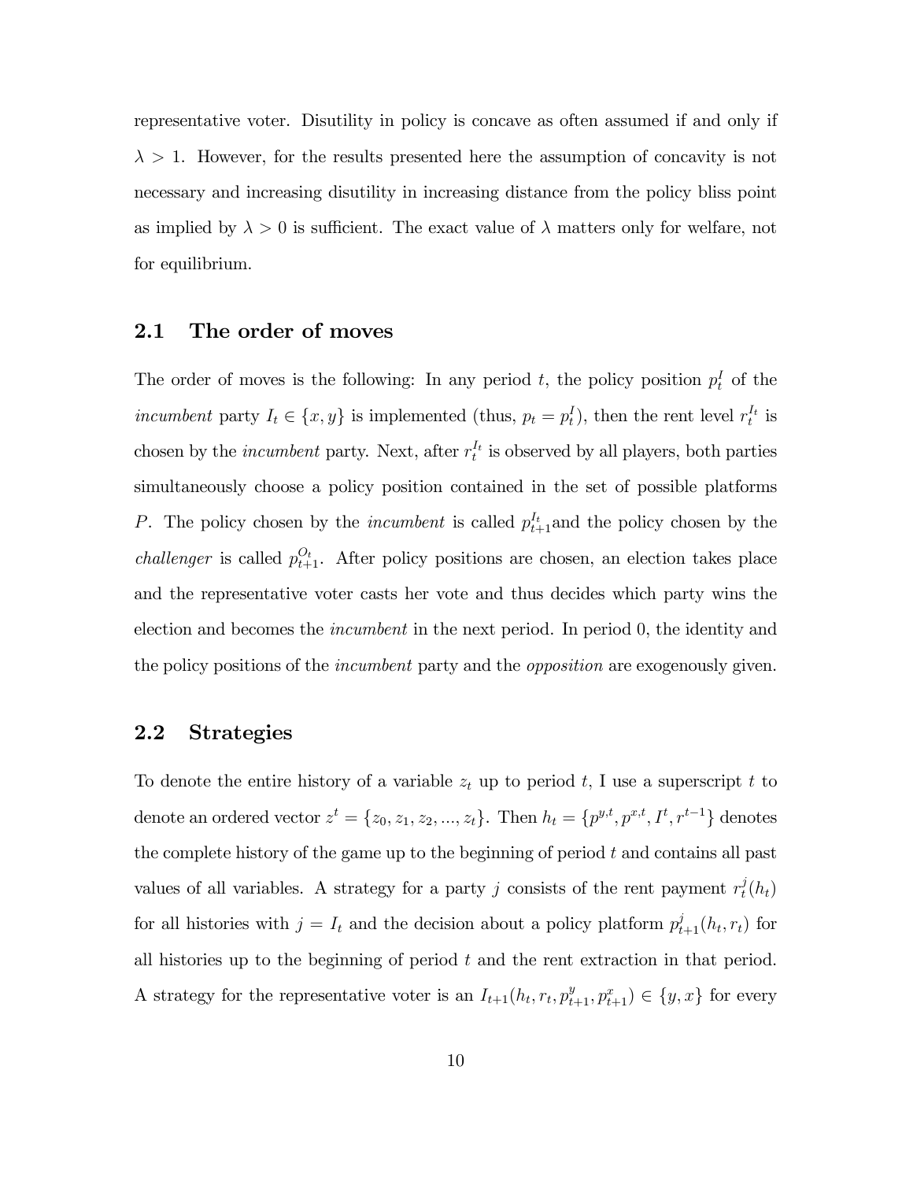representative voter. Disutility in policy is concave as often assumed if and only if $\lambda > 1$. However, for the results presented here the assumption of concavity is not necessary and increasing disutility in increasing distance from the policy bliss point as implied by $\lambda > 0$ is sufficient. The exact value of $\lambda$ matters only for welfare, not for equilibrium.

## 2.1 The order of moves

The order of moves is the following: In any period $t$, the policy position $p_t^I$ of the *incumbent* party $I_t \in \{x, y\}$ is implemented (thus, $p_t = p_t^I$), then the rent level $r_t^{I_t}$ is chosen by the *incumbent* party. Next, after $r_t^{I_t}$ is observed by all players, both parties simultaneously choose a policy position contained in the set of possible platforms $P$. The policy chosen by the *incumbent* is called $p_{t+1}^{I_t}$and the policy chosen by the *challenger* is called $p_{t+1}^{O_t}$. After policy positions are chosen, an election takes place and the representative voter casts her vote and thus decides which party wins the election and becomes the *incumbent* in the next period. In period 0, the identity and the policy positions of the *incumbent* party and the *opposition* are exogenously given.

## 2.2 Strategies

To denote the entire history of a variable $z_t$ up to period $t$, I use a superscript $t$ to denote an ordered vector $z^t = \{z_0, z_1, z_2, ..., z_t\}$. Then $h_t = \{p^{y,t}, p^{x,t}, I^t, r^{t-1}\}$ denotes the complete history of the game up to the beginning of period $t$ and contains all past values of all variables. A strategy for a party $j$ consists of the rent payment $r_t^j(h_t)$ for all histories with $j = I_t$ and the decision about a policy platform $p_{t+1}^j(h_t, r_t)$ for all histories up to the beginning of period $t$ and the rent extraction in that period. A strategy for the representative voter is an $I_{t+1}(h_t, r_t, p_{t+1}^y, p_{t+1}^x) \in \{y, x\}$ for every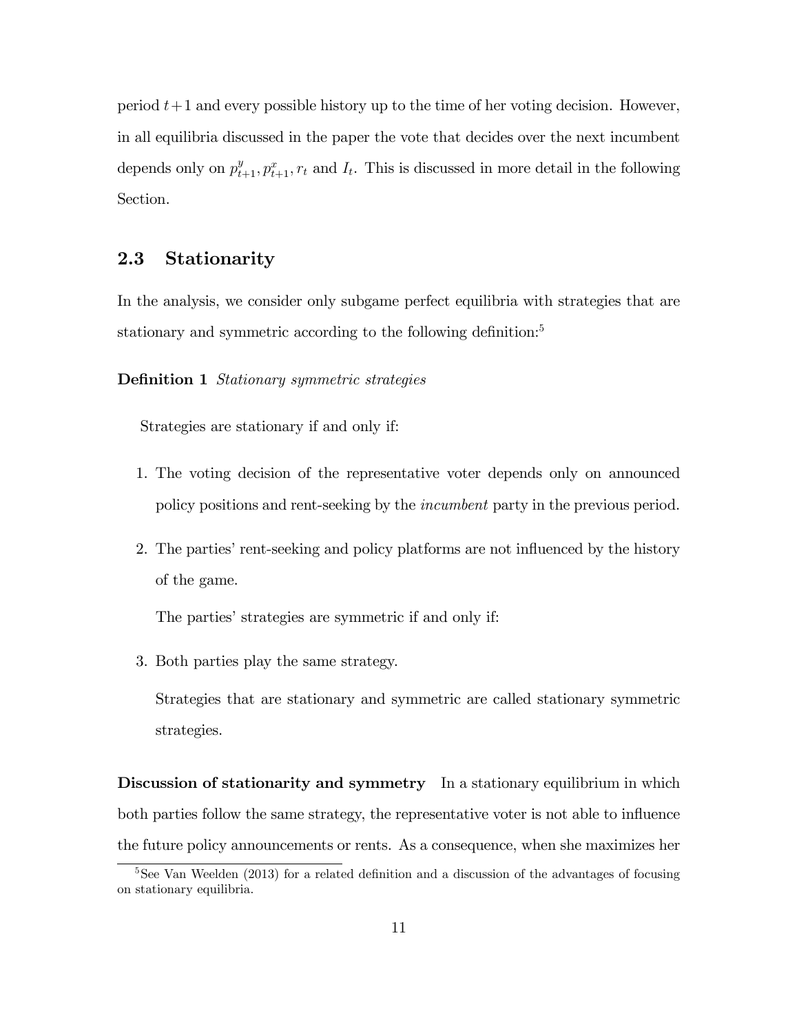period $t+1$ and every possible history up to the time of her voting decision. However, in all equilibria discussed in the paper the vote that decides over the next incumbent depends only on $p^y_{t+1}, p^x_{t+1}, r_t$ and $I_t$. This is discussed in more detail in the following Section.

## 2.3 Stationarity

In the analysis, we consider only subgame perfect equilibria with strategies that are stationary and symmetric according to the following definition:[5]

**Definition 1** *Stationary symmetric strategies*

Strategies are stationary if and only if:

1. The voting decision of the representative voter depends only on announced policy positions and rent-seeking by the *incumbent* party in the previous period.

2. The parties' rent-seeking and policy platforms are not influenced by the history of the game.

   The parties' strategies are symmetric if and only if:

3. Both parties play the same strategy.

   Strategies that are stationary and symmetric are called stationary symmetric strategies.

**Discussion of stationarity and symmetry** In a stationary equilibrium in which both parties follow the same strategy, the representative voter is not able to influence the future policy announcements or rents. As a consequence, when she maximizes her

[5] See Van Weelden (2013) for a related definition and a discussion of the advantages of focusing on stationary equilibria.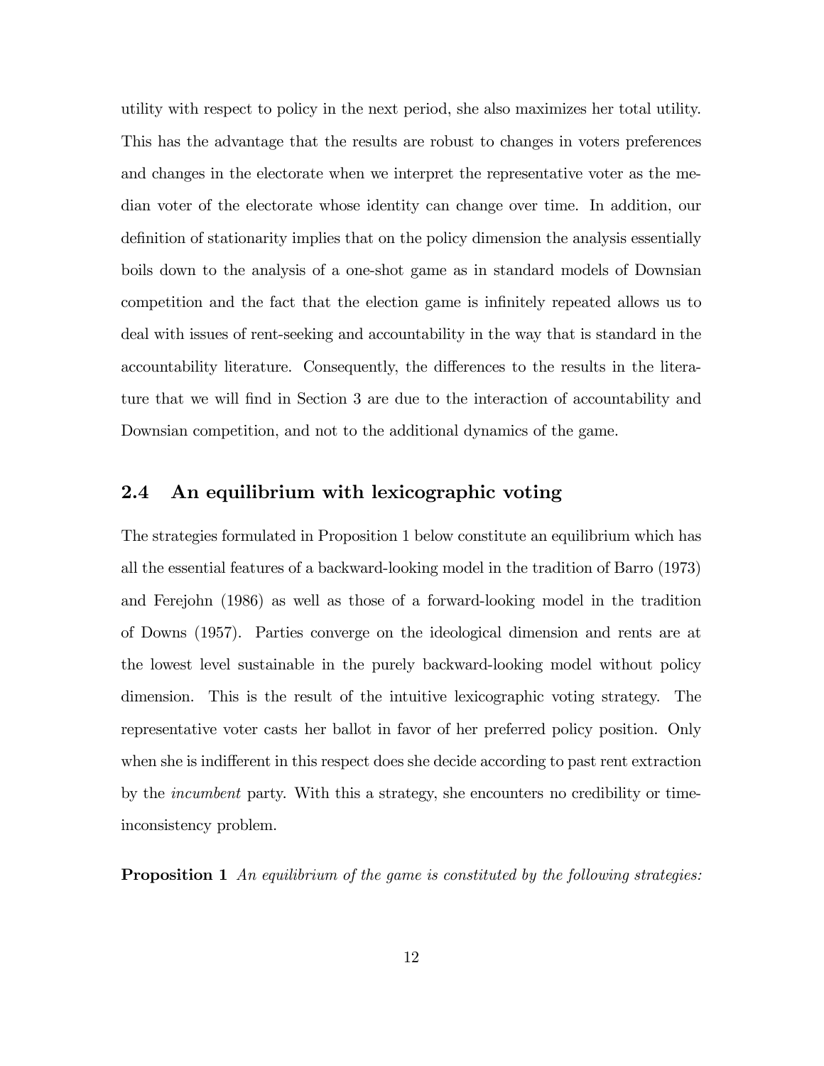utility with respect to policy in the next period, she also maximizes her total utility. This has the advantage that the results are robust to changes in voters preferences and changes in the electorate when we interpret the representative voter as the median voter of the electorate whose identity can change over time. In addition, our definition of stationarity implies that on the policy dimension the analysis essentially boils down to the analysis of a one-shot game as in standard models of Downsian competition and the fact that the election game is infinitely repeated allows us to deal with issues of rent-seeking and accountability in the way that is standard in the accountability literature. Consequently, the differences to the results in the literature that we will find in Section 3 are due to the interaction of accountability and Downsian competition, and not to the additional dynamics of the game.

## 2.4 An equilibrium with lexicographic voting

The strategies formulated in Proposition 1 below constitute an equilibrium which has all the essential features of a backward-looking model in the tradition of Barro (1973) and Ferejohn (1986) as well as those of a forward-looking model in the tradition of Downs (1957). Parties converge on the ideological dimension and rents are at the lowest level sustainable in the purely backward-looking model without policy dimension. This is the result of the intuitive lexicographic voting strategy. The representative voter casts her ballot in favor of her preferred policy position. Only when she is indifferent in this respect does she decide according to past rent extraction by the *incumbent* party. With this a strategy, she encounters no credibility or time-inconsistency problem.

**Proposition 1** *An equilibrium of the game is constituted by the following strategies:*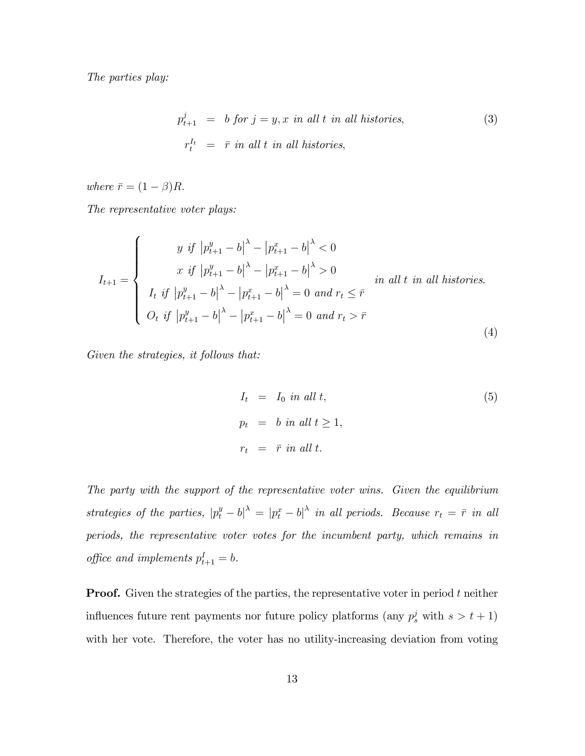*The parties play:*

$$
\begin{aligned}
p^j_{t+1} &= b \text{ for } j = y, x \text{ in all } t \text{ in all histories,} \\
r^{I_t}_t &= \bar{r} \text{ in all } t \text{ in all histories,}
\end{aligned} \tag{3}
$$

*where* $\bar{r} = (1-\beta)R$.

*The representative voter plays:*

$$
I_{t+1} = \begin{cases} y \text{ if } \left|p^y_{t+1} - b\right|^\lambda - \left|p^x_{t+1} - b\right|^\lambda < 0 \\ x \text{ if } \left|p^y_{t+1} - b\right|^\lambda - \left|p^x_{t+1} - b\right|^\lambda > 0 \\ I_t \text{ if } \left|p^y_{t+1} - b\right|^\lambda - \left|p^x_{t+1} - b\right|^\lambda = 0 \text{ and } r_t \leq \bar{r} \\ O_t \text{ if } \left|p^y_{t+1} - b\right|^\lambda - \left|p^x_{t+1} - b\right|^\lambda = 0 \text{ and } r_t > \bar{r} \end{cases} \text{ in all } t \text{ in all histories.} \tag{4}
$$

*Given the strategies, it follows that:*

$$
\begin{aligned}
I_t &= I_0 \text{ in all } t, \\
p_t &= b \text{ in all } t \geq 1, \\
r_t &= \bar{r} \text{ in all } t.
\end{aligned} \tag{5}
$$

*The party with the support of the representative voter wins. Given the equilibrium strategies of the parties,* $|p^y_t - b|^\lambda = |p^x_t - b|^\lambda$ *in all periods. Because* $r_t = \bar{r}$ *in all periods, the representative voter votes for the incumbent party, which remains in office and implements* $p^I_{t+1} = b$.

**Proof.** Given the strategies of the parties, the representative voter in period $t$ neither influences future rent payments nor future policy platforms (any $p^j_s$ with $s > t+1$) with her vote. Therefore, the voter has no utility-increasing deviation from voting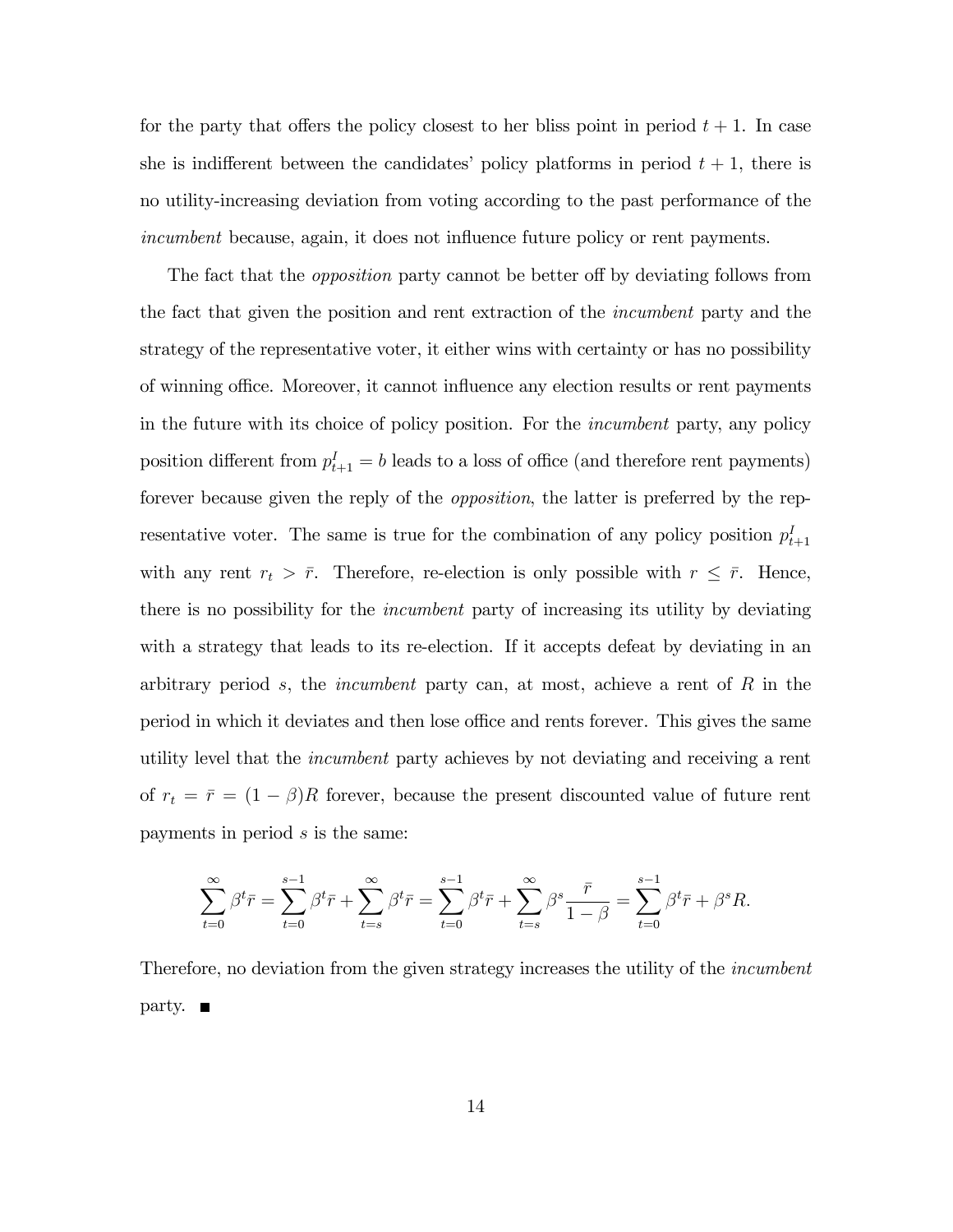for the party that offers the policy closest to her bliss point in period $t+1$. In case she is indifferent between the candidates' policy platforms in period $t+1$, there is no utility-increasing deviation from voting according to the past performance of the *incumbent* because, again, it does not influence future policy or rent payments.

The fact that the *opposition* party cannot be better off by deviating follows from the fact that given the position and rent extraction of the *incumbent* party and the strategy of the representative voter, it either wins with certainty or has no possibility of winning office. Moreover, it cannot influence any election results or rent payments in the future with its choice of policy position. For the *incumbent* party, any policy position different from $p^I_{t+1} = b$ leads to a loss of office (and therefore rent payments) forever because given the reply of the *opposition*, the latter is preferred by the representative voter. The same is true for the combination of any policy position $p^I_{t+1}$ with any rent $r_t > \bar{r}$. Therefore, re-election is only possible with $r \leq \bar{r}$. Hence, there is no possibility for the *incumbent* party of increasing its utility by deviating with a strategy that leads to its re-election. If it accepts defeat by deviating in an arbitrary period $s$, the *incumbent* party can, at most, achieve a rent of $R$ in the period in which it deviates and then lose office and rents forever. This gives the same utility level that the *incumbent* party achieves by not deviating and receiving a rent of $r_t = \bar{r} = (1-\beta)R$ forever, because the present discounted value of future rent payments in period $s$ is the same:

$$\sum_{t=0}^{\infty} \beta^t \bar{r} = \sum_{t=0}^{s-1} \beta^t \bar{r} + \sum_{t=s}^{\infty} \beta^t \bar{r} = \sum_{t=0}^{s-1} \beta^t \bar{r} + \sum_{t=s}^{\infty} \beta^s \frac{\bar{r}}{1-\beta} = \sum_{t=0}^{s-1} \beta^t \bar{r} + \beta^s R.$$

Therefore, no deviation from the given strategy increases the utility of the *incumbent* party. ■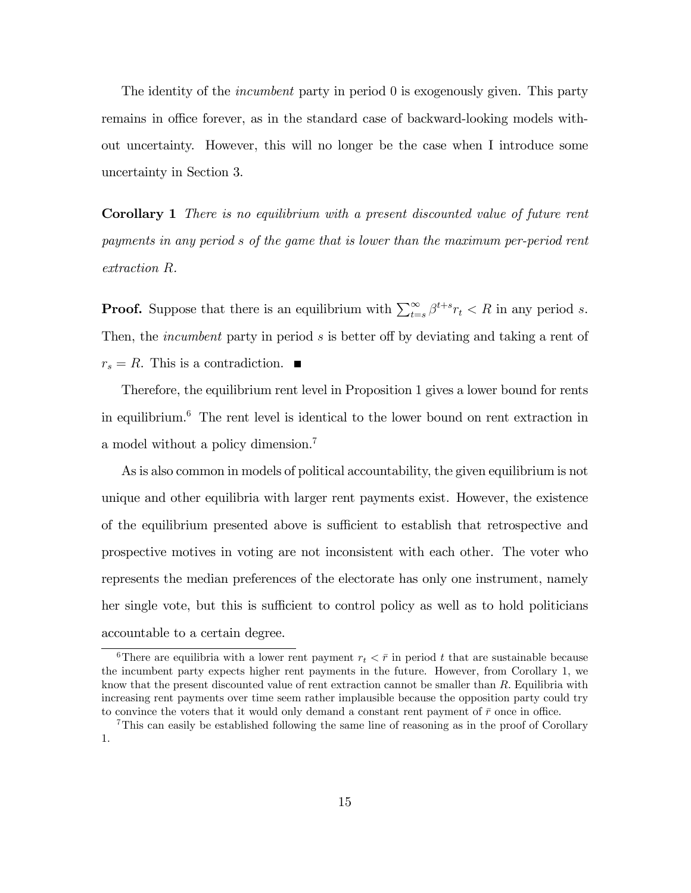The identity of the *incumbent* party in period 0 is exogenously given. This party remains in office forever, as in the standard case of backward-looking models without uncertainty. However, this will no longer be the case when I introduce some uncertainty in Section 3.

**Corollary 1** *There is no equilibrium with a present discounted value of future rent payments in any period $s$ of the game that is lower than the maximum per-period rent extraction $R$.*

**Proof.** Suppose that there is an equilibrium with $\sum_{t=s}^{\infty} \beta^{t+s} r_t < R$ in any period $s$. Then, the *incumbent* party in period $s$ is better off by deviating and taking a rent of $r_s = R$. This is a contradiction. ∎

Therefore, the equilibrium rent level in Proposition 1 gives a lower bound for rents in equilibrium.[6] The rent level is identical to the lower bound on rent extraction in a model without a policy dimension.[7]

As is also common in models of political accountability, the given equilibrium is not unique and other equilibria with larger rent payments exist. However, the existence of the equilibrium presented above is sufficient to establish that retrospective and prospective motives in voting are not inconsistent with each other. The voter who represents the median preferences of the electorate has only one instrument, namely her single vote, but this is sufficient to control policy as well as to hold politicians accountable to a certain degree.

---

[6] There are equilibria with a lower rent payment $r_t < \bar{r}$ in period $t$ that are sustainable because the incumbent party expects higher rent payments in the future. However, from Corollary 1, we know that the present discounted value of rent extraction cannot be smaller than $R$. Equilibria with increasing rent payments over time seem rather implausible because the opposition party could try to convince the voters that it would only demand a constant rent payment of $\bar{r}$ once in office.

[7] This can easily be established following the same line of reasoning as in the proof of Corollary 1.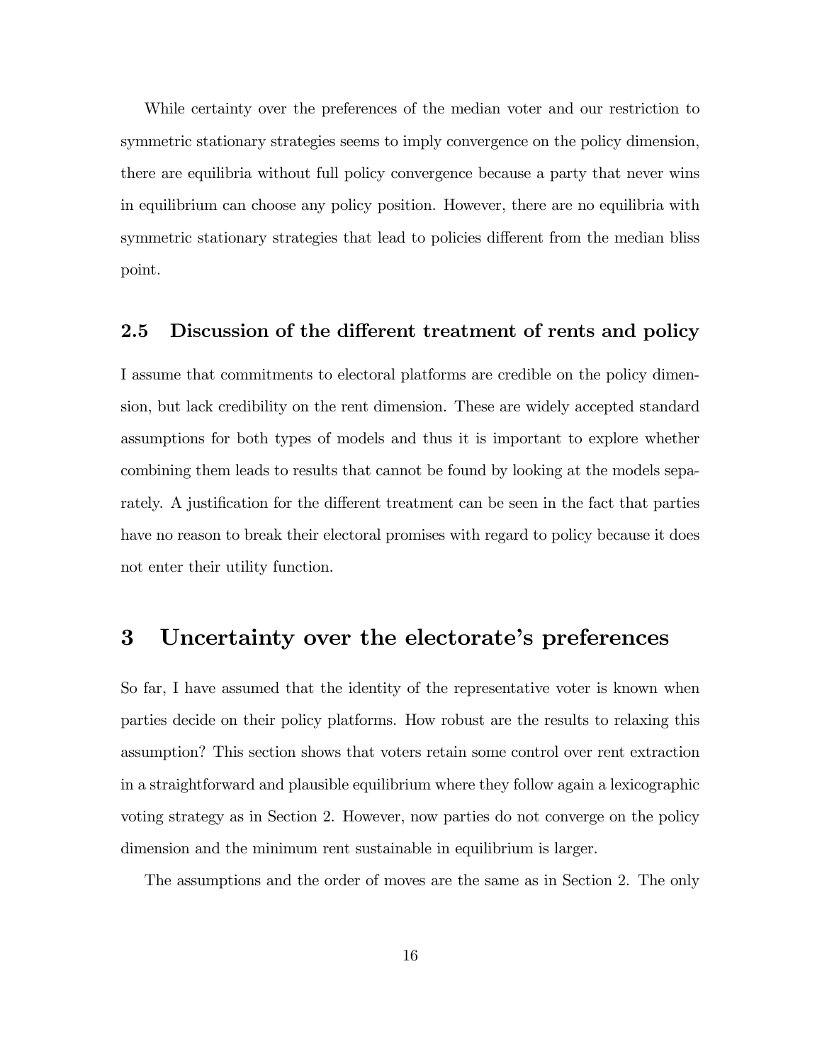While certainty over the preferences of the median voter and our restriction to symmetric stationary strategies seems to imply convergence on the policy dimension, there are equilibria without full policy convergence because a party that never wins in equilibrium can choose any policy position. However, there are no equilibria with symmetric stationary strategies that lead to policies different from the median bliss point.

### 2.5 Discussion of the different treatment of rents and policy

I assume that commitments to electoral platforms are credible on the policy dimension, but lack credibility on the rent dimension. These are widely accepted standard assumptions for both types of models and thus it is important to explore whether combining them leads to results that cannot be found by looking at the models separately. A justification for the different treatment can be seen in the fact that parties have no reason to break their electoral promises with regard to policy because it does not enter their utility function.

## 3 Uncertainty over the electorate's preferences

So far, I have assumed that the identity of the representative voter is known when parties decide on their policy platforms. How robust are the results to relaxing this assumption? This section shows that voters retain some control over rent extraction in a straightforward and plausible equilibrium where they follow again a lexicographic voting strategy as in Section 2. However, now parties do not converge on the policy dimension and the minimum rent sustainable in equilibrium is larger.

The assumptions and the order of moves are the same as in Section 2. The only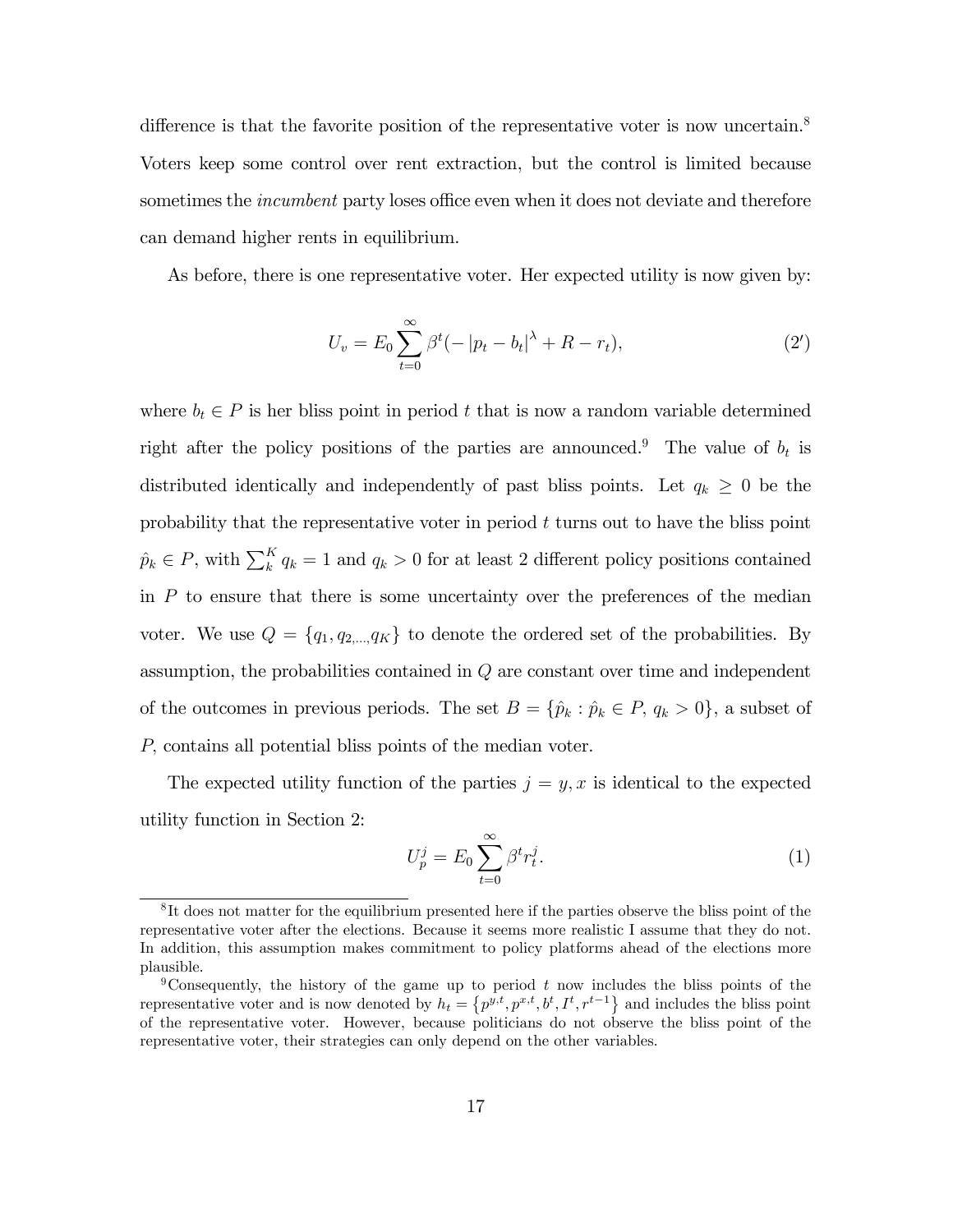difference is that the favorite position of the representative voter is now uncertain.[8] Voters keep some control over rent extraction, but the control is limited because sometimes the *incumbent* party loses office even when it does not deviate and therefore can demand higher rents in equilibrium.

As before, there is one representative voter. Her expected utility is now given by:

$$U_v = E_0 \sum_{t=0}^{\infty} \beta^t (-|p_t - b_t|^\lambda + R - r_t), \tag{2'}$$

where $b_t \in P$ is her bliss point in period $t$ that is now a random variable determined right after the policy positions of the parties are announced.[9] The value of $b_t$ is distributed identically and independently of past bliss points. Let $q_k \geq 0$ be the probability that the representative voter in period $t$ turns out to have the bliss point $\hat{p}_k \in P$, with $\sum_k^K q_k = 1$ and $q_k > 0$ for at least 2 different policy positions contained in $P$ to ensure that there is some uncertainty over the preferences of the median voter. We use $Q = \{q_1, q_{2,...,}q_K\}$ to denote the ordered set of the probabilities. By assumption, the probabilities contained in $Q$ are constant over time and independent of the outcomes in previous periods. The set $B = \{\hat{p}_k : \hat{p}_k \in P,\, q_k > 0\}$, a subset of $P$, contains all potential bliss points of the median voter.

The expected utility function of the parties $j = y, x$ is identical to the expected utility function in Section 2:

$$U_p^j = E_0 \sum_{t=0}^{\infty} \beta^t r_t^j. \tag{1}$$

[8] It does not matter for the equilibrium presented here if the parties observe the bliss point of the representative voter after the elections. Because it seems more realistic I assume that they do not. In addition, this assumption makes commitment to policy platforms ahead of the elections more plausible.

[9] Consequently, the history of the game up to period $t$ now includes the bliss points of the representative voter and is now denoted by $h_t = \{p^{y,t}, p^{x,t}, b^t, I^t, r^{t-1}\}$ and includes the bliss point of the representative voter. However, because politicians do not observe the bliss point of the representative voter, their strategies can only depend on the other variables.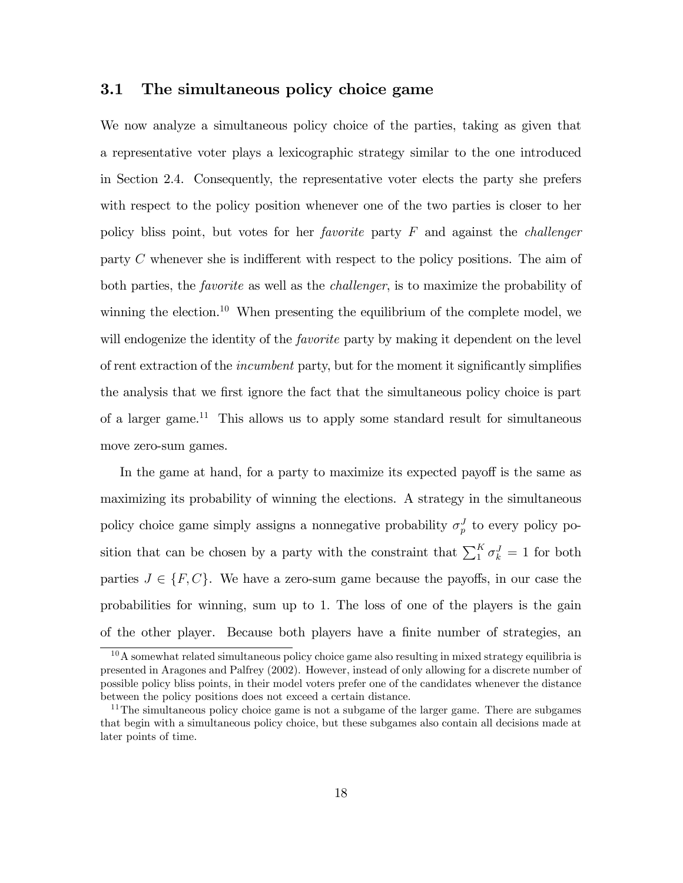### 3.1 The simultaneous policy choice game

We now analyze a simultaneous policy choice of the parties, taking as given that a representative voter plays a lexicographic strategy similar to the one introduced in Section 2.4. Consequently, the representative voter elects the party she prefers with respect to the policy position whenever one of the two parties is closer to her policy bliss point, but votes for her *favorite* party $F$ and against the *challenger* party $C$ whenever she is indifferent with respect to the policy positions. The aim of both parties, the *favorite* as well as the *challenger*, is to maximize the probability of winning the election.[10] When presenting the equilibrium of the complete model, we will endogenize the identity of the *favorite* party by making it dependent on the level of rent extraction of the *incumbent* party, but for the moment it significantly simplifies the analysis that we first ignore the fact that the simultaneous policy choice is part of a larger game.[11] This allows us to apply some standard result for simultaneous move zero-sum games.

In the game at hand, for a party to maximize its expected payoff is the same as maximizing its probability of winning the elections. A strategy in the simultaneous policy choice game simply assigns a nonnegative probability $\sigma_p^J$ to every policy position that can be chosen by a party with the constraint that $\sum_1^K \sigma_k^J = 1$ for both parties $J \in \{F, C\}$. We have a zero-sum game because the payoffs, in our case the probabilities for winning, sum up to 1. The loss of one of the players is the gain of the other player. Because both players have a finite number of strategies, an

[10] A somewhat related simultaneous policy choice game also resulting in mixed strategy equilibria is presented in Aragones and Palfrey (2002). However, instead of only allowing for a discrete number of possible policy bliss points, in their model voters prefer one of the candidates whenever the distance between the policy positions does not exceed a certain distance.

[11] The simultaneous policy choice game is not a subgame of the larger game. There are subgames that begin with a simultaneous policy choice, but these subgames also contain all decisions made at later points of time.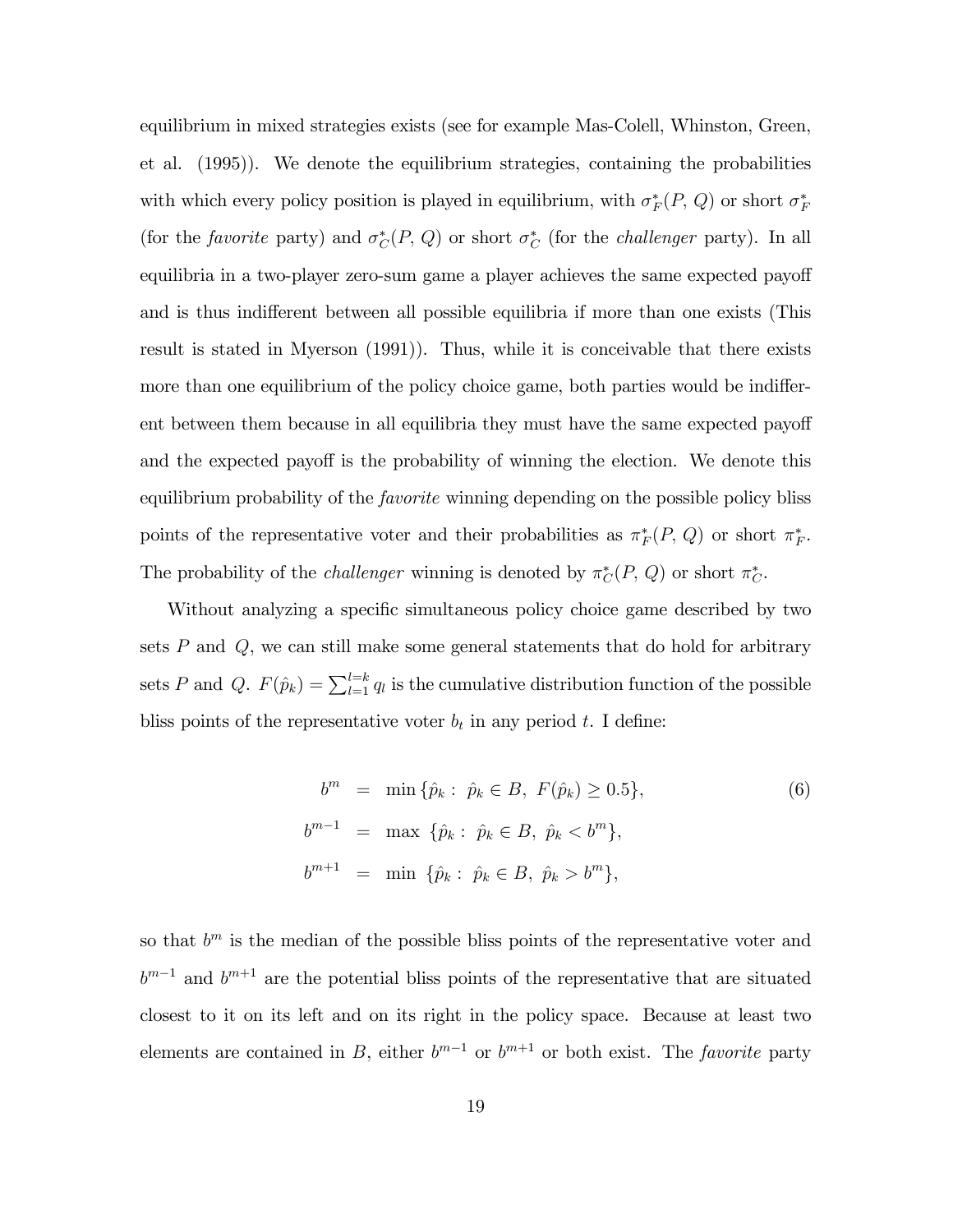equilibrium in mixed strategies exists (see for example Mas-Colell, Whinston, Green, et al. (1995)). We denote the equilibrium strategies, containing the probabilities with which every policy position is played in equilibrium, with $\sigma_F^*(P, Q)$ or short $\sigma_F^*$ (for the *favorite* party) and $\sigma_C^*(P, Q)$ or short $\sigma_C^*$ (for the *challenger* party). In all equilibria in a two-player zero-sum game a player achieves the same expected payoff and is thus indifferent between all possible equilibria if more than one exists (This result is stated in Myerson (1991)). Thus, while it is conceivable that there exists more than one equilibrium of the policy choice game, both parties would be indifferent between them because in all equilibria they must have the same expected payoff and the expected payoff is the probability of winning the election. We denote this equilibrium probability of the *favorite* winning depending on the possible policy bliss points of the representative voter and their probabilities as $\pi_F^*(P, Q)$ or short $\pi_F^*$. The probability of the *challenger* winning is denoted by $\pi_C^*(P, Q)$ or short $\pi_C^*$.

Without analyzing a specific simultaneous policy choice game described by two sets $P$ and $Q$, we can still make some general statements that do hold for arbitrary sets $P$ and $Q$. $F(\hat{p}_k) = \sum_{l=1}^{l=k} q_l$ is the cumulative distribution function of the possible bliss points of the representative voter $b_t$ in any period $t$. I define:

$$
\begin{aligned}
b^m &= \min\{\hat{p}_k : \ \hat{p}_k \in B, \ F(\hat{p}_k) \geq 0.5\}, \\
b^{m-1} &= \max\ \{\hat{p}_k : \ \hat{p}_k \in B, \ \hat{p}_k < b^m\}, \\
b^{m+1} &= \min\ \{\hat{p}_k : \ \hat{p}_k \in B, \ \hat{p}_k > b^m\},
\end{aligned} \tag{6}
$$

so that $b^m$ is the median of the possible bliss points of the representative voter and $b^{m-1}$ and $b^{m+1}$ are the potential bliss points of the representative that are situated closest to it on its left and on its right in the policy space. Because at least two elements are contained in $B$, either $b^{m-1}$ or $b^{m+1}$ or both exist. The *favorite* party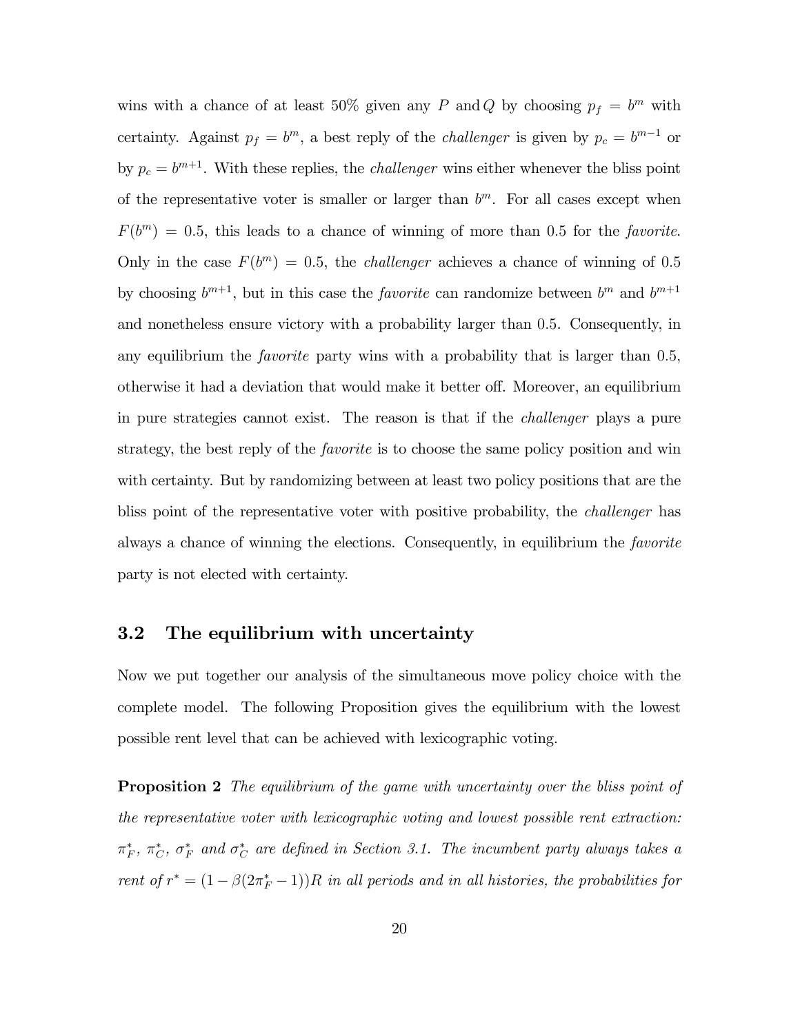wins with a chance of at least 50% given any $P$ and $Q$ by choosing $p_f = b^m$ with certainty. Against $p_f = b^m$, a best reply of the *challenger* is given by $p_c = b^{m-1}$ or by $p_c = b^{m+1}$. With these replies, the *challenger* wins either whenever the bliss point of the representative voter is smaller or larger than $b^m$. For all cases except when $F(b^m) = 0.5$, this leads to a chance of winning of more than 0.5 for the *favorite*. Only in the case $F(b^m) = 0.5$, the *challenger* achieves a chance of winning of 0.5 by choosing $b^{m+1}$, but in this case the *favorite* can randomize between $b^m$ and $b^{m+1}$ and nonetheless ensure victory with a probability larger than 0.5. Consequently, in any equilibrium the *favorite* party wins with a probability that is larger than 0.5, otherwise it had a deviation that would make it better off. Moreover, an equilibrium in pure strategies cannot exist. The reason is that if the *challenger* plays a pure strategy, the best reply of the *favorite* is to choose the same policy position and win with certainty. But by randomizing between at least two policy positions that are the bliss point of the representative voter with positive probability, the *challenger* has always a chance of winning the elections. Consequently, in equilibrium the *favorite* party is not elected with certainty.

## 3.2 The equilibrium with uncertainty

Now we put together our analysis of the simultaneous move policy choice with the complete model. The following Proposition gives the equilibrium with the lowest possible rent level that can be achieved with lexicographic voting.

**Proposition 2** *The equilibrium of the game with uncertainty over the bliss point of the representative voter with lexicographic voting and lowest possible rent extraction:* $\pi_F^*$, $\pi_C^*$, $\sigma_F^*$ *and* $\sigma_C^*$ *are defined in Section 3.1. The incumbent party always takes a rent of* $r^* = (1 - \beta(2\pi_F^* - 1))R$ *in all periods and in all histories, the probabilities for*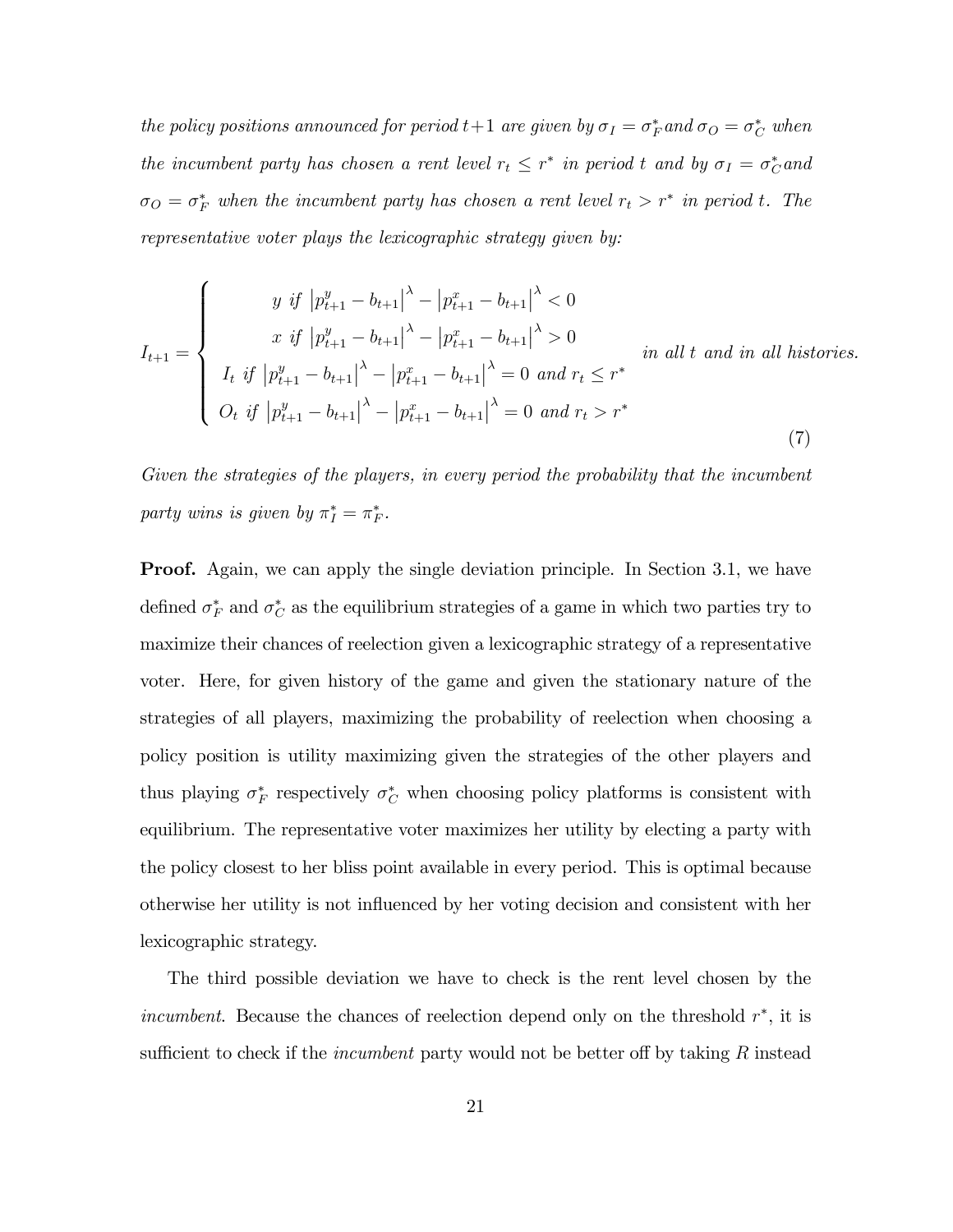*the policy positions announced for period* $t+1$ *are given by* $\sigma_I = \sigma_F^*$ *and* $\sigma_O = \sigma_C^*$ *when the incumbent party has chosen a rent level* $r_t \leq r^*$ *in period* $t$ *and by* $\sigma_I = \sigma_C^*$ *and* $\sigma_O = \sigma_F^*$ *when the incumbent party has chosen a rent level* $r_t > r^*$ *in period* $t$*. The representative voter plays the lexicographic strategy given by:*

$$I_{t+1} = \begin{cases} y \text{ if } \left|p_{t+1}^y - b_{t+1}\right|^\lambda - \left|p_{t+1}^x - b_{t+1}\right|^\lambda < 0 \\ x \text{ if } \left|p_{t+1}^y - b_{t+1}\right|^\lambda - \left|p_{t+1}^x - b_{t+1}\right|^\lambda > 0 \\ I_t \text{ if } \left|p_{t+1}^y - b_{t+1}\right|^\lambda - \left|p_{t+1}^x - b_{t+1}\right|^\lambda = 0 \text{ and } r_t \leq r^* \\ O_t \text{ if } \left|p_{t+1}^y - b_{t+1}\right|^\lambda - \left|p_{t+1}^x - b_{t+1}\right|^\lambda = 0 \text{ and } r_t > r^* \end{cases} \quad \text{in all } t \text{ and in all histories.} \tag{7}$$

*Given the strategies of the players, in every period the probability that the incumbent party wins is given by* $\pi_I^* = \pi_F^*$*.*

**Proof.** Again, we can apply the single deviation principle. In Section 3.1, we have defined $\sigma_F^*$ and $\sigma_C^*$ as the equilibrium strategies of a game in which two parties try to maximize their chances of reelection given a lexicographic strategy of a representative voter. Here, for given history of the game and given the stationary nature of the strategies of all players, maximizing the probability of reelection when choosing a policy position is utility maximizing given the strategies of the other players and thus playing $\sigma_F^*$ respectively $\sigma_C^*$ when choosing policy platforms is consistent with equilibrium. The representative voter maximizes her utility by electing a party with the policy closest to her bliss point available in every period. This is optimal because otherwise her utility is not influenced by her voting decision and consistent with her lexicographic strategy.

The third possible deviation we have to check is the rent level chosen by the *incumbent*. Because the chances of reelection depend only on the threshold $r^*$, it is sufficient to check if the *incumbent* party would not be better off by taking $R$ instead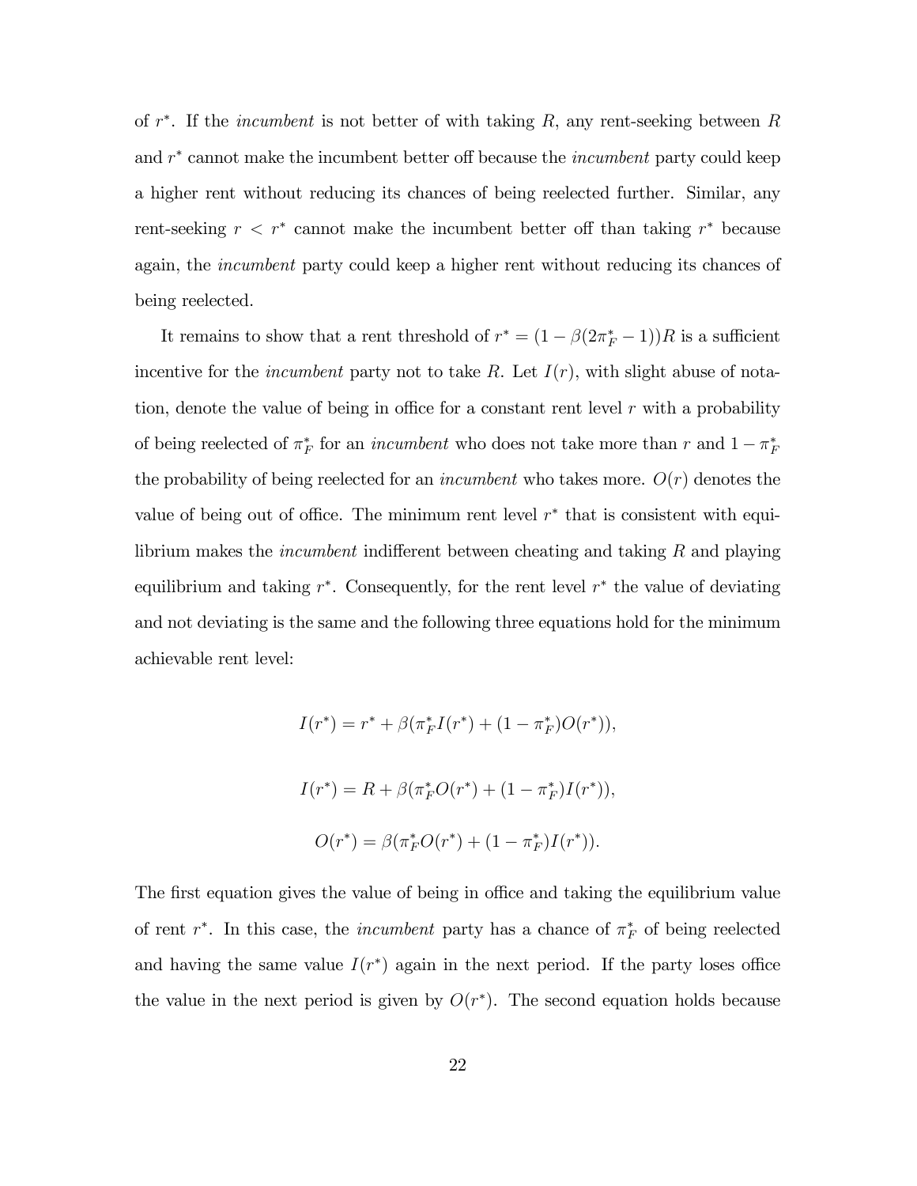of $r^*$. If the *incumbent* is not better of with taking $R$, any rent-seeking between $R$ and $r^*$ cannot make the incumbent better off because the *incumbent* party could keep a higher rent without reducing its chances of being reelected further. Similar, any rent-seeking $r < r^*$ cannot make the incumbent better off than taking $r^*$ because again, the *incumbent* party could keep a higher rent without reducing its chances of being reelected.

It remains to show that a rent threshold of $r^* = (1 - \beta(2\pi_F^* - 1))R$ is a sufficient incentive for the *incumbent* party not to take $R$. Let $I(r)$, with slight abuse of notation, denote the value of being in office for a constant rent level $r$ with a probability of being reelected of $\pi_F^*$ for an *incumbent* who does not take more than $r$ and $1 - \pi_F^*$ the probability of being reelected for an *incumbent* who takes more. $O(r)$ denotes the value of being out of office. The minimum rent level $r^*$ that is consistent with equilibrium makes the *incumbent* indifferent between cheating and taking $R$ and playing equilibrium and taking $r^*$. Consequently, for the rent level $r^*$ the value of deviating and not deviating is the same and the following three equations hold for the minimum achievable rent level:

$$I(r^*) = r^* + \beta(\pi_F^* I(r^*) + (1 - \pi_F^*)O(r^*)),$$

$$I(r^*) = R + \beta(\pi_F^* O(r^*) + (1 - \pi_F^*)I(r^*)),$$

$$O(r^*) = \beta(\pi_F^* O(r^*) + (1 - \pi_F^*)I(r^*)).$$

The first equation gives the value of being in office and taking the equilibrium value of rent $r^*$. In this case, the *incumbent* party has a chance of $\pi_F^*$ of being reelected and having the same value $I(r^*)$ again in the next period. If the party loses office the value in the next period is given by $O(r^*)$. The second equation holds because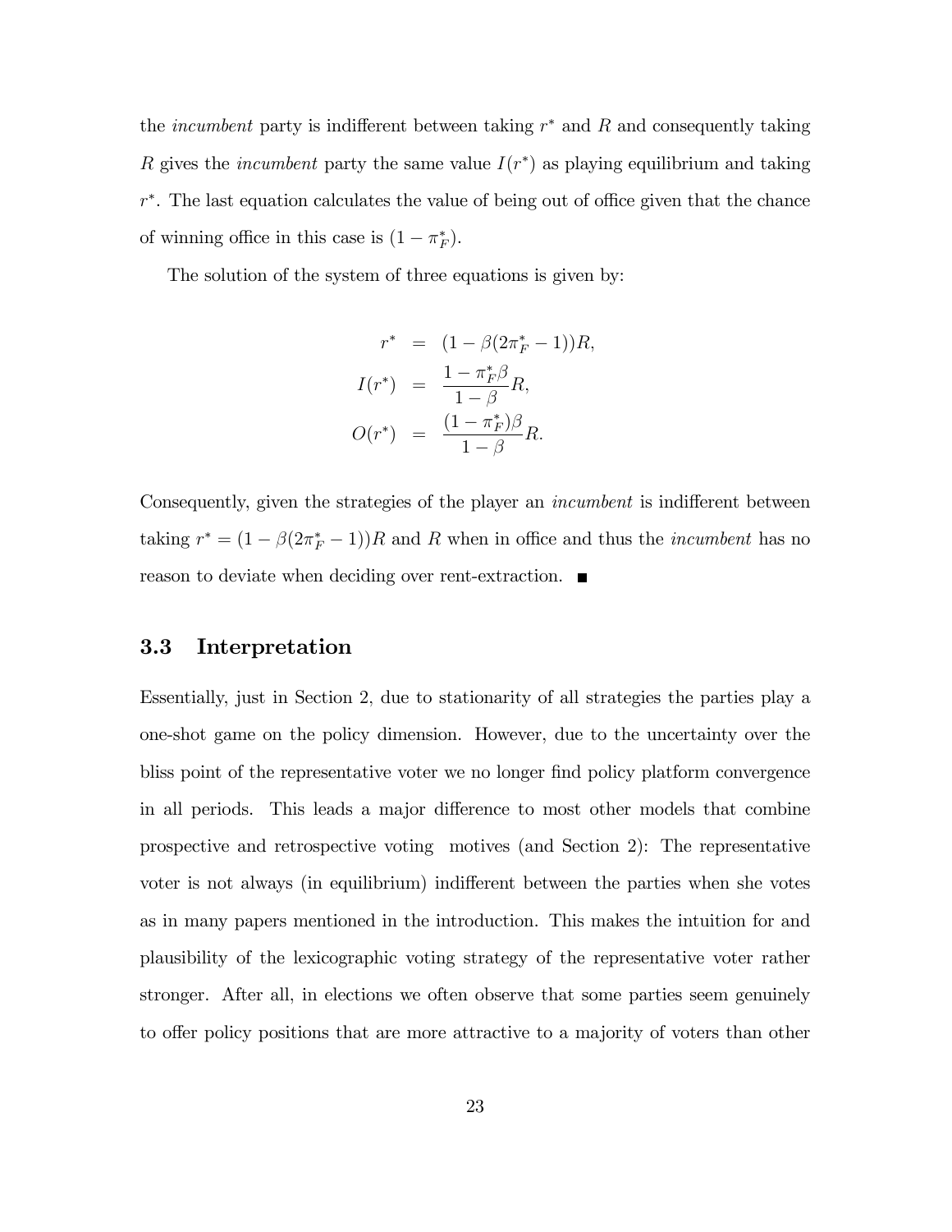the *incumbent* party is indifferent between taking $r^*$ and $R$ and consequently taking $R$ gives the *incumbent* party the same value $I(r^*)$ as playing equilibrium and taking $r^*$. The last equation calculates the value of being out of office given that the chance of winning office in this case is $(1 - \pi_F^*)$.

The solution of the system of three equations is given by:

$$\begin{aligned} r^* &= (1 - \beta(2\pi_F^* - 1))R, \\ I(r^*) &= \frac{1 - \pi_F^* \beta}{1 - \beta} R, \\ O(r^*) &= \frac{(1 - \pi_F^*)\beta}{1 - \beta} R. \end{aligned}$$

Consequently, given the strategies of the player an *incumbent* is indifferent between taking $r^* = (1 - \beta(2\pi_F^* - 1))R$ and $R$ when in office and thus the *incumbent* has no reason to deviate when deciding over rent-extraction. ■

## 3.3 Interpretation

Essentially, just in Section 2, due to stationarity of all strategies the parties play a one-shot game on the policy dimension. However, due to the uncertainty over the bliss point of the representative voter we no longer find policy platform convergence in all periods. This leads a major difference to most other models that combine prospective and retrospective voting motives (and Section 2): The representative voter is not always (in equilibrium) indifferent between the parties when she votes as in many papers mentioned in the introduction. This makes the intuition for and plausibility of the lexicographic voting strategy of the representative voter rather stronger. After all, in elections we often observe that some parties seem genuinely to offer policy positions that are more attractive to a majority of voters than other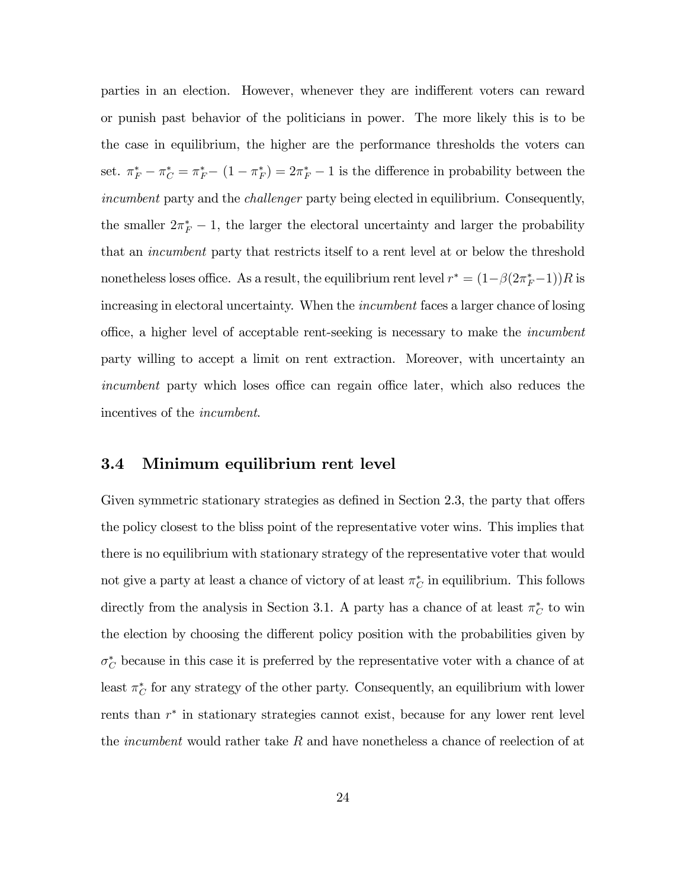parties in an election. However, whenever they are indifferent voters can reward or punish past behavior of the politicians in power. The more likely this is to be the case in equilibrium, the higher are the performance thresholds the voters can set. $\pi_F^* - \pi_C^* = \pi_F^* - (1 - \pi_F^*) = 2\pi_F^* - 1$ is the difference in probability between the *incumbent* party and the *challenger* party being elected in equilibrium. Consequently, the smaller $2\pi_F^* - 1$, the larger the electoral uncertainty and larger the probability that an *incumbent* party that restricts itself to a rent level at or below the threshold nonetheless loses office. As a result, the equilibrium rent level $r^* = (1-\beta(2\pi_F^*-1))R$ is increasing in electoral uncertainty. When the *incumbent* faces a larger chance of losing office, a higher level of acceptable rent-seeking is necessary to make the *incumbent* party willing to accept a limit on rent extraction. Moreover, with uncertainty an *incumbent* party which loses office can regain office later, which also reduces the incentives of the *incumbent*.

### 3.4 Minimum equilibrium rent level

Given symmetric stationary strategies as defined in Section 2.3, the party that offers the policy closest to the bliss point of the representative voter wins. This implies that there is no equilibrium with stationary strategy of the representative voter that would not give a party at least a chance of victory of at least $\pi_C^*$ in equilibrium. This follows directly from the analysis in Section 3.1. A party has a chance of at least $\pi_C^*$ to win the election by choosing the different policy position with the probabilities given by $\sigma_C^*$ because in this case it is preferred by the representative voter with a chance of at least $\pi_C^*$ for any strategy of the other party. Consequently, an equilibrium with lower rents than $r^*$ in stationary strategies cannot exist, because for any lower rent level the *incumbent* would rather take $R$ and have nonetheless a chance of reelection of at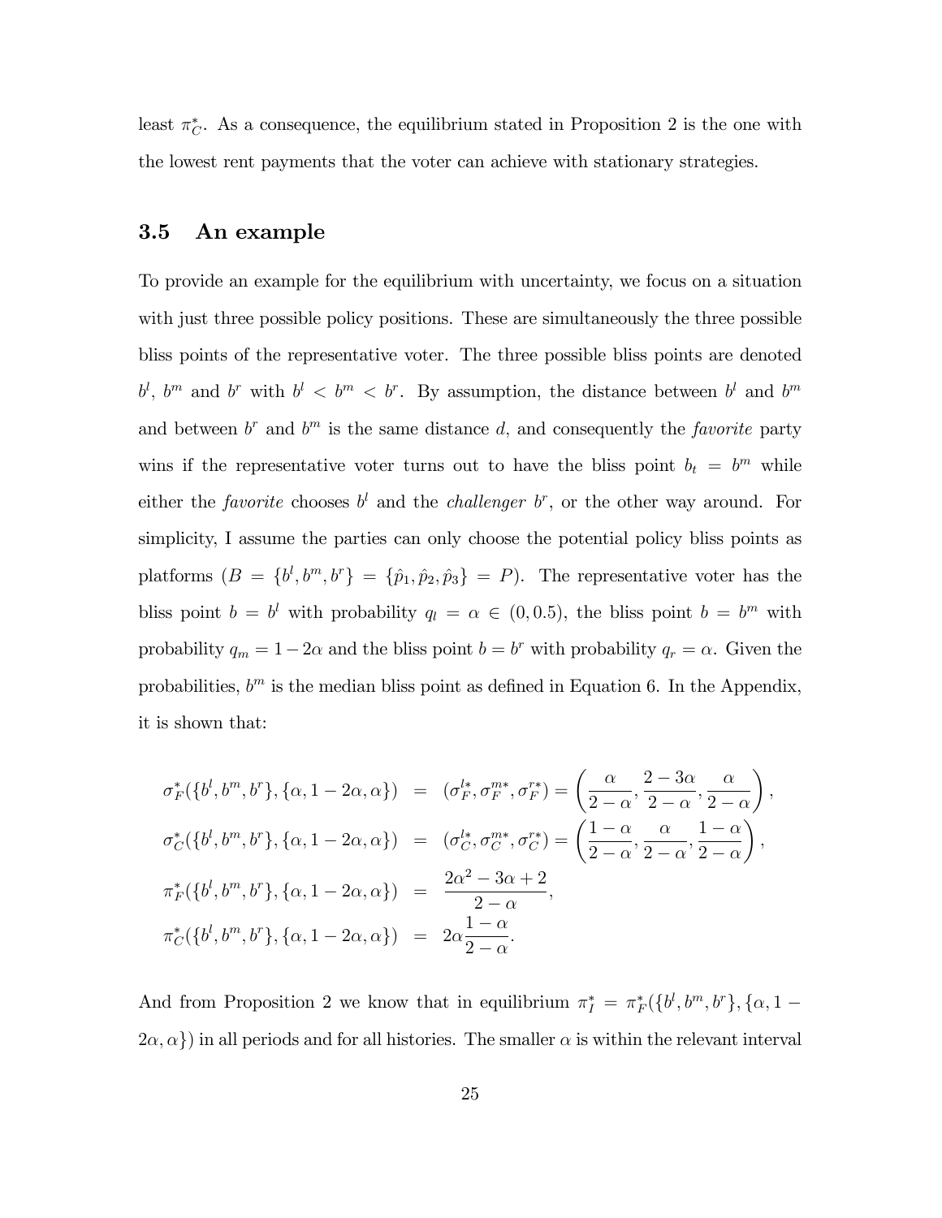least $\pi_C^*$. As a consequence, the equilibrium stated in Proposition 2 is the one with the lowest rent payments that the voter can achieve with stationary strategies.

### 3.5 An example

To provide an example for the equilibrium with uncertainty, we focus on a situation with just three possible policy positions. These are simultaneously the three possible bliss points of the representative voter. The three possible bliss points are denoted $b^l$, $b^m$ and $b^r$ with $b^l < b^m < b^r$. By assumption, the distance between $b^l$ and $b^m$ and between $b^r$ and $b^m$ is the same distance $d$, and consequently the *favorite* party wins if the representative voter turns out to have the bliss point $b_t = b^m$ while either the *favorite* chooses $b^l$ and the *challenger* $b^r$, or the other way around. For simplicity, I assume the parties can only choose the potential policy bliss points as platforms ($B = \{b^l, b^m, b^r\} = \{\hat{p}_1, \hat{p}_2, \hat{p}_3\} = P$). The representative voter has the bliss point $b = b^l$ with probability $q_l = \alpha \in (0, 0.5)$, the bliss point $b = b^m$ with probability $q_m = 1 - 2\alpha$ and the bliss point $b = b^r$ with probability $q_r = \alpha$. Given the probabilities, $b^m$ is the median bliss point as defined in Equation 6. In the Appendix, it is shown that:

$$
\begin{aligned}
\sigma_F^*(\{b^l, b^m, b^r\}, \{\alpha, 1-2\alpha, \alpha\}) &= (\sigma_F^{l*}, \sigma_F^{m*}, \sigma_F^{r*}) = \left(\frac{\alpha}{2-\alpha}, \frac{2-3\alpha}{2-\alpha}, \frac{\alpha}{2-\alpha}\right), \\
\sigma_C^*(\{b^l, b^m, b^r\}, \{\alpha, 1-2\alpha, \alpha\}) &= (\sigma_C^{l*}, \sigma_C^{m*}, \sigma_C^{r*}) = \left(\frac{1-\alpha}{2-\alpha}, \frac{\alpha}{2-\alpha}, \frac{1-\alpha}{2-\alpha}\right), \\
\pi_F^*(\{b^l, b^m, b^r\}, \{\alpha, 1-2\alpha, \alpha\}) &= \frac{2\alpha^2 - 3\alpha + 2}{2-\alpha}, \\
\pi_C^*(\{b^l, b^m, b^r\}, \{\alpha, 1-2\alpha, \alpha\}) &= 2\alpha\frac{1-\alpha}{2-\alpha}.
\end{aligned}
$$

And from Proposition 2 we know that in equilibrium $\pi_I^* = \pi_F^*(\{b^l, b^m, b^r\}, \{\alpha, 1-2\alpha, \alpha\})$ in all periods and for all histories. The smaller $\alpha$ is within the relevant interval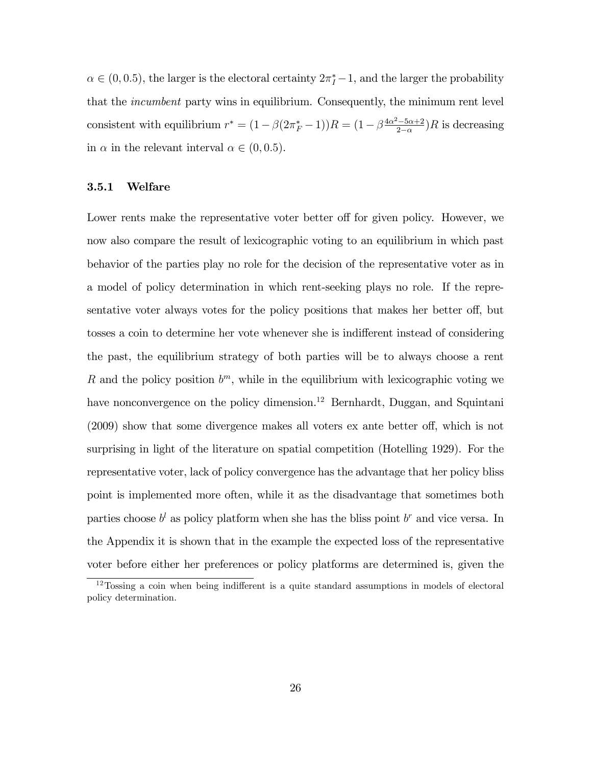$\alpha \in (0, 0.5)$, the larger is the electoral certainty $2\pi_I^* - 1$, and the larger the probability that the *incumbent* party wins in equilibrium. Consequently, the minimum rent level consistent with equilibrium $r^* = (1 - \beta(2\pi_F^* - 1))R = (1 - \beta\frac{4\alpha^2 - 5\alpha + 2}{2 - \alpha})R$ is decreasing in $\alpha$ in the relevant interval $\alpha \in (0, 0.5)$.

### 3.5.1 Welfare

Lower rents make the representative voter better off for given policy. However, we now also compare the result of lexicographic voting to an equilibrium in which past behavior of the parties play no role for the decision of the representative voter as in a model of policy determination in which rent-seeking plays no role. If the representative voter always votes for the policy positions that makes her better off, but tosses a coin to determine her vote whenever she is indifferent instead of considering the past, the equilibrium strategy of both parties will be to always choose a rent $R$ and the policy position $b^m$, while in the equilibrium with lexicographic voting we have nonconvergence on the policy dimension.[12] Bernhardt, Duggan, and Squintani (2009) show that some divergence makes all voters ex ante better off, which is not surprising in light of the literature on spatial competition (Hotelling 1929). For the representative voter, lack of policy convergence has the advantage that her policy bliss point is implemented more often, while it as the disadvantage that sometimes both parties choose $b^l$ as policy platform when she has the bliss point $b^r$ and vice versa. In the Appendix it is shown that in the example the expected loss of the representative voter before either her preferences or policy platforms are determined is, given the

[12] Tossing a coin when being indifferent is a quite standard assumptions in models of electoral policy determination.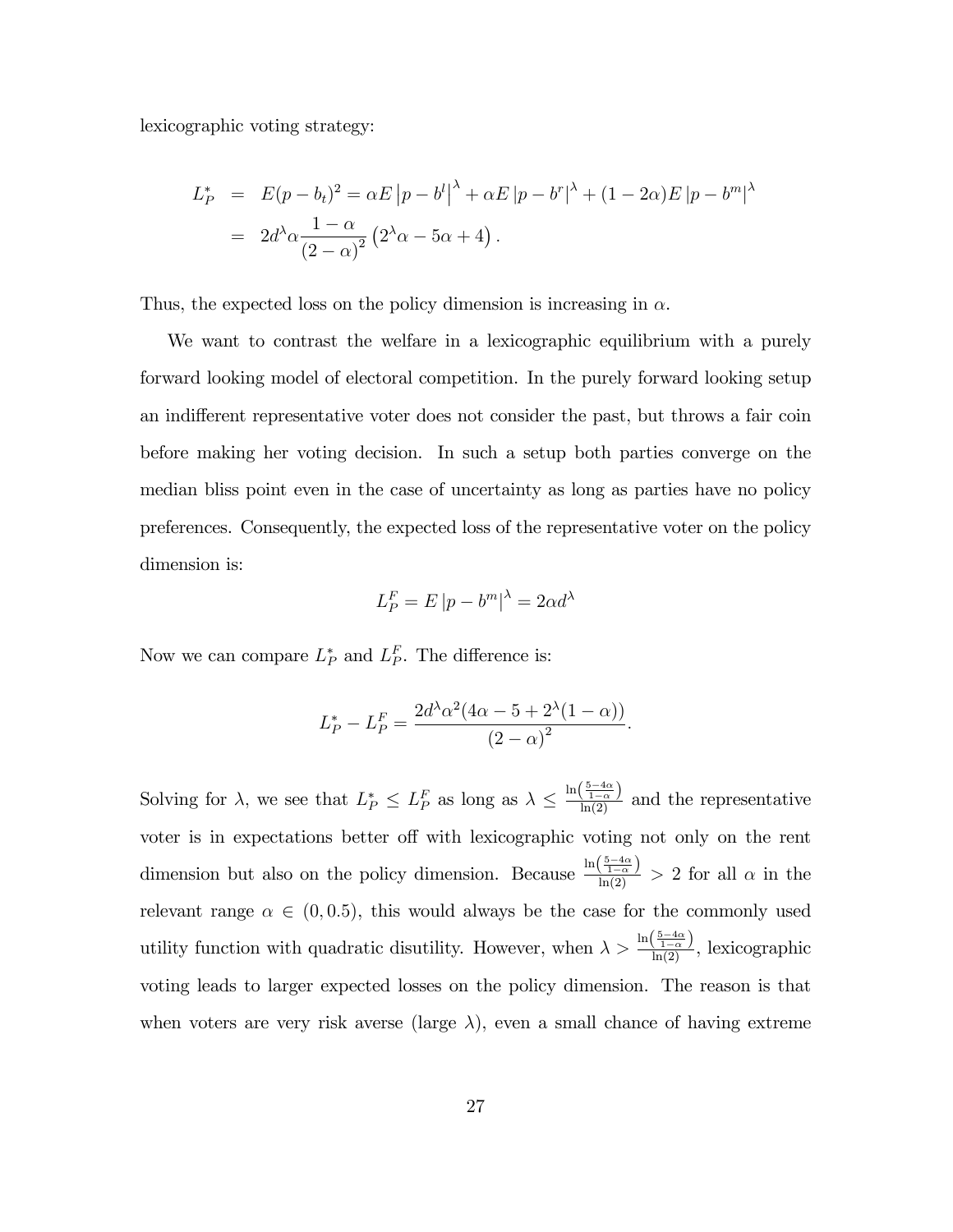lexicographic voting strategy:

$$
\begin{aligned}
L_P^* &= E(p-b_t)^2 = \alpha E\left|p-b^l\right|^\lambda + \alpha E\left|p-b^r\right|^\lambda + (1-2\alpha)E\left|p-b^m\right|^\lambda \\
&= 2d^\lambda \alpha \frac{1-\alpha}{(2-\alpha)^2}\left(2^\lambda \alpha - 5\alpha + 4\right).
\end{aligned}
$$

Thus, the expected loss on the policy dimension is increasing in $\alpha$.

We want to contrast the welfare in a lexicographic equilibrium with a purely forward looking model of electoral competition. In the purely forward looking setup an indifferent representative voter does not consider the past, but throws a fair coin before making her voting decision. In such a setup both parties converge on the median bliss point even in the case of uncertainty as long as parties have no policy preferences. Consequently, the expected loss of the representative voter on the policy dimension is:

$$
L_P^F = E\left|p-b^m\right|^\lambda = 2\alpha d^\lambda
$$

Now we can compare $L_P^*$ and $L_P^F$. The difference is:

$$
L_P^* - L_P^F = \frac{2d^\lambda \alpha^2 (4\alpha - 5 + 2^\lambda(1-\alpha))}{(2-\alpha)^2}.
$$

Solving for $\lambda$, we see that $L_P^* \leq L_P^F$ as long as $\lambda \leq \frac{\ln\left(\frac{5-4\alpha}{1-\alpha}\right)}{\ln(2)}$ and the representative voter is in expectations better off with lexicographic voting not only on the rent dimension but also on the policy dimension. Because $\frac{\ln\left(\frac{5-4\alpha}{1-\alpha}\right)}{\ln(2)} > 2$ for all $\alpha$ in the relevant range $\alpha \in (0, 0.5)$, this would always be the case for the commonly used utility function with quadratic disutility. However, when $\lambda > \frac{\ln\left(\frac{5-4\alpha}{1-\alpha}\right)}{\ln(2)}$, lexicographic voting leads to larger expected losses on the policy dimension. The reason is that when voters are very risk averse (large $\lambda$), even a small chance of having extreme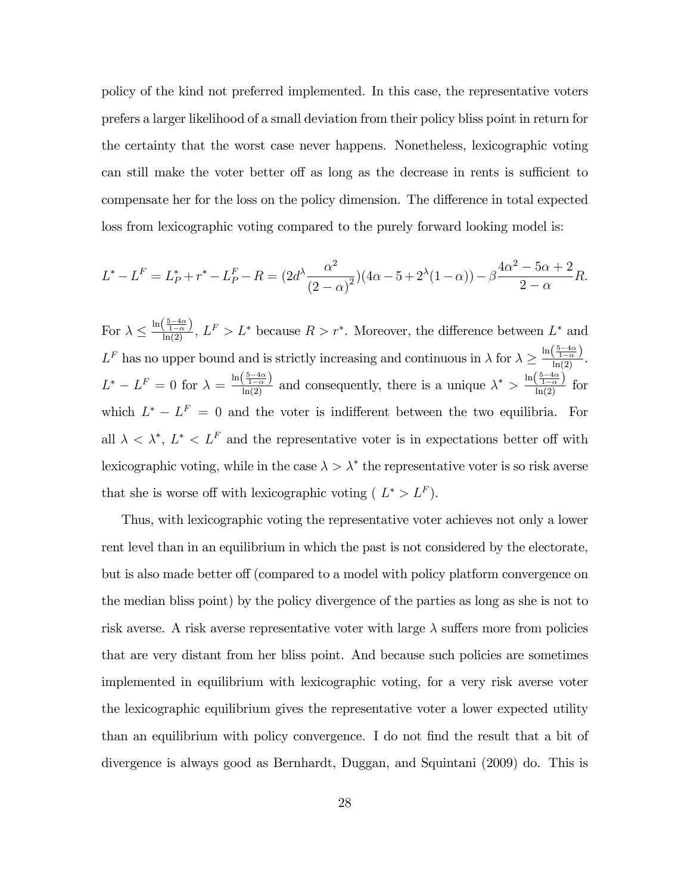policy of the kind not preferred implemented. In this case, the representative voters prefers a larger likelihood of a small deviation from their policy bliss point in return for the certainty that the worst case never happens. Nonetheless, lexicographic voting can still make the voter better off as long as the decrease in rents is sufficient to compensate her for the loss on the policy dimension. The difference in total expected loss from lexicographic voting compared to the purely forward looking model is:

$$L^* - L^F = L_P^* + r^* - L_P^F - R = (2d^\lambda \frac{\alpha^2}{(2-\alpha)^2})(4\alpha - 5 + 2^\lambda(1-\alpha)) - \beta \frac{4\alpha^2 - 5\alpha + 2}{2-\alpha} R.$$

For $\lambda \leq \frac{\ln\left(\frac{5-4\alpha}{1-\alpha}\right)}{\ln(2)}$, $L^F > L^*$ because $R > r^*$. Moreover, the difference between $L^*$ and $L^F$ has no upper bound and is strictly increasing and continuous in $\lambda$ for $\lambda \geq \frac{\ln\left(\frac{5-4\alpha}{1-\alpha}\right)}{\ln(2)}$. $L^* - L^F = 0$ for $\lambda = \frac{\ln\left(\frac{5-4\alpha}{1-\alpha}\right)}{\ln(2)}$ and consequently, there is a unique $\lambda^* > \frac{\ln\left(\frac{5-4\alpha}{1-\alpha}\right)}{\ln(2)}$ for which $L^* - L^F = 0$ and the voter is indifferent between the two equilibria. For all $\lambda < \lambda^*$, $L^* < L^F$ and the representative voter is in expectations better off with lexicographic voting, while in the case $\lambda > \lambda^*$ the representative voter is so risk averse that she is worse off with lexicographic voting ( $L^* > L^F$).

Thus, with lexicographic voting the representative voter achieves not only a lower rent level than in an equilibrium in which the past is not considered by the electorate, but is also made better off (compared to a model with policy platform convergence on the median bliss point) by the policy divergence of the parties as long as she is not to risk averse. A risk averse representative voter with large $\lambda$ suffers more from policies that are very distant from her bliss point. And because such policies are sometimes implemented in equilibrium with lexicographic voting, for a very risk averse voter the lexicographic equilibrium gives the representative voter a lower expected utility than an equilibrium with policy convergence. I do not find the result that a bit of divergence is always good as Bernhardt, Duggan, and Squintani (2009) do. This is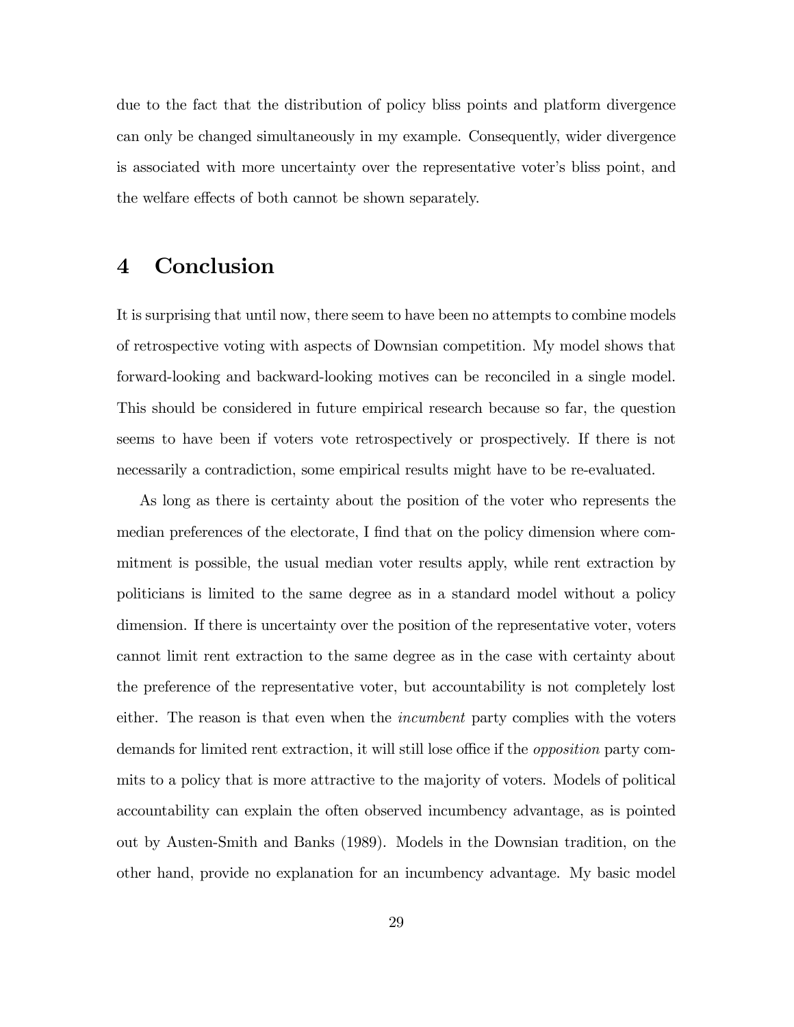due to the fact that the distribution of policy bliss points and platform divergence can only be changed simultaneously in my example. Consequently, wider divergence is associated with more uncertainty over the representative voter's bliss point, and the welfare effects of both cannot be shown separately.

# 4 Conclusion

It is surprising that until now, there seem to have been no attempts to combine models of retrospective voting with aspects of Downsian competition. My model shows that forward-looking and backward-looking motives can be reconciled in a single model. This should be considered in future empirical research because so far, the question seems to have been if voters vote retrospectively or prospectively. If there is not necessarily a contradiction, some empirical results might have to be re-evaluated.

As long as there is certainty about the position of the voter who represents the median preferences of the electorate, I find that on the policy dimension where commitment is possible, the usual median voter results apply, while rent extraction by politicians is limited to the same degree as in a standard model without a policy dimension. If there is uncertainty over the position of the representative voter, voters cannot limit rent extraction to the same degree as in the case with certainty about the preference of the representative voter, but accountability is not completely lost either. The reason is that even when the *incumbent* party complies with the voters demands for limited rent extraction, it will still lose office if the *opposition* party commits to a policy that is more attractive to the majority of voters. Models of political accountability can explain the often observed incumbency advantage, as is pointed out by Austen-Smith and Banks (1989). Models in the Downsian tradition, on the other hand, provide no explanation for an incumbency advantage. My basic model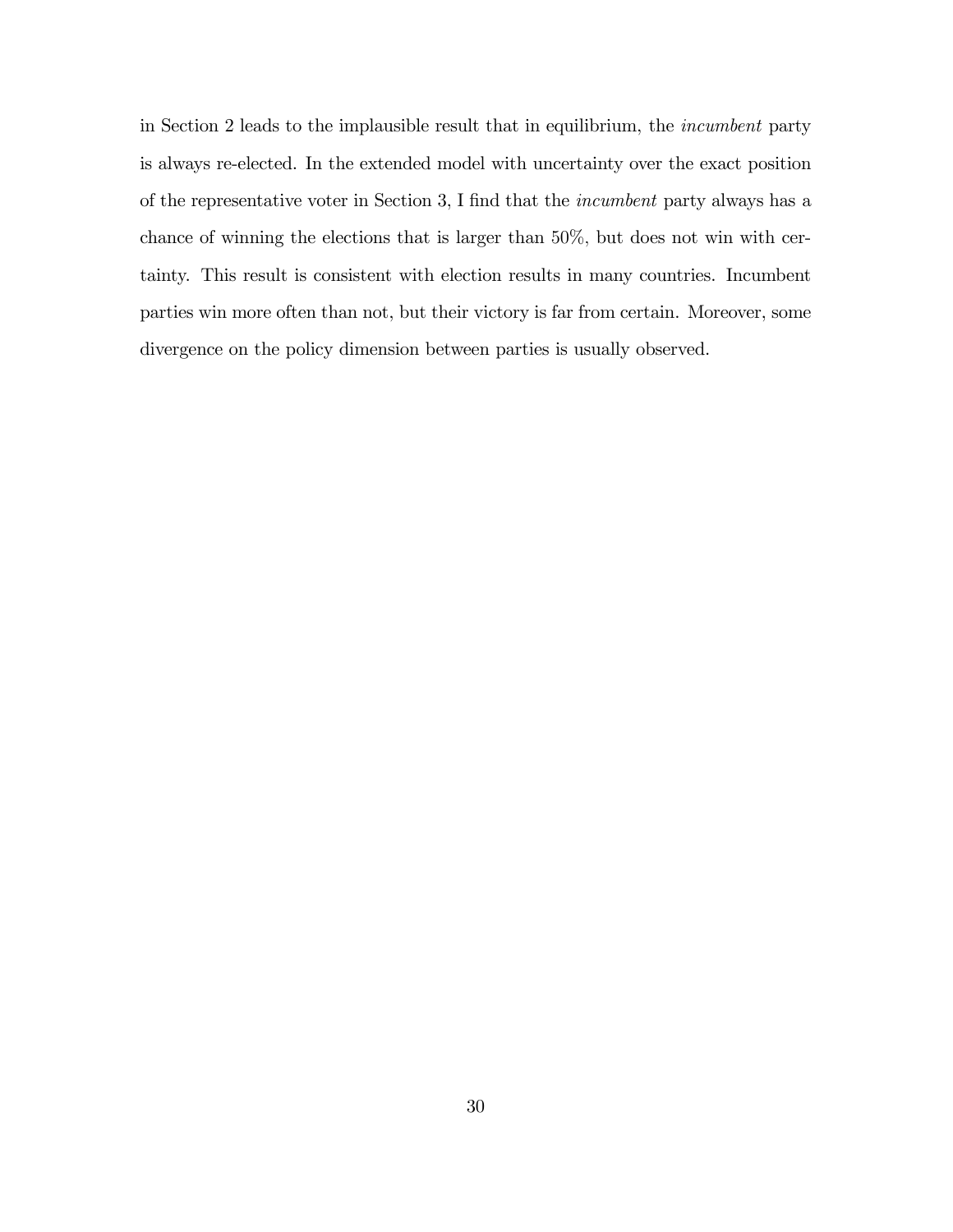in Section 2 leads to the implausible result that in equilibrium, the *incumbent* party is always re-elected. In the extended model with uncertainty over the exact position of the representative voter in Section 3, I find that the *incumbent* party always has a chance of winning the elections that is larger than 50%, but does not win with certainty. This result is consistent with election results in many countries. Incumbent parties win more often than not, but their victory is far from certain. Moreover, some divergence on the policy dimension between parties is usually observed.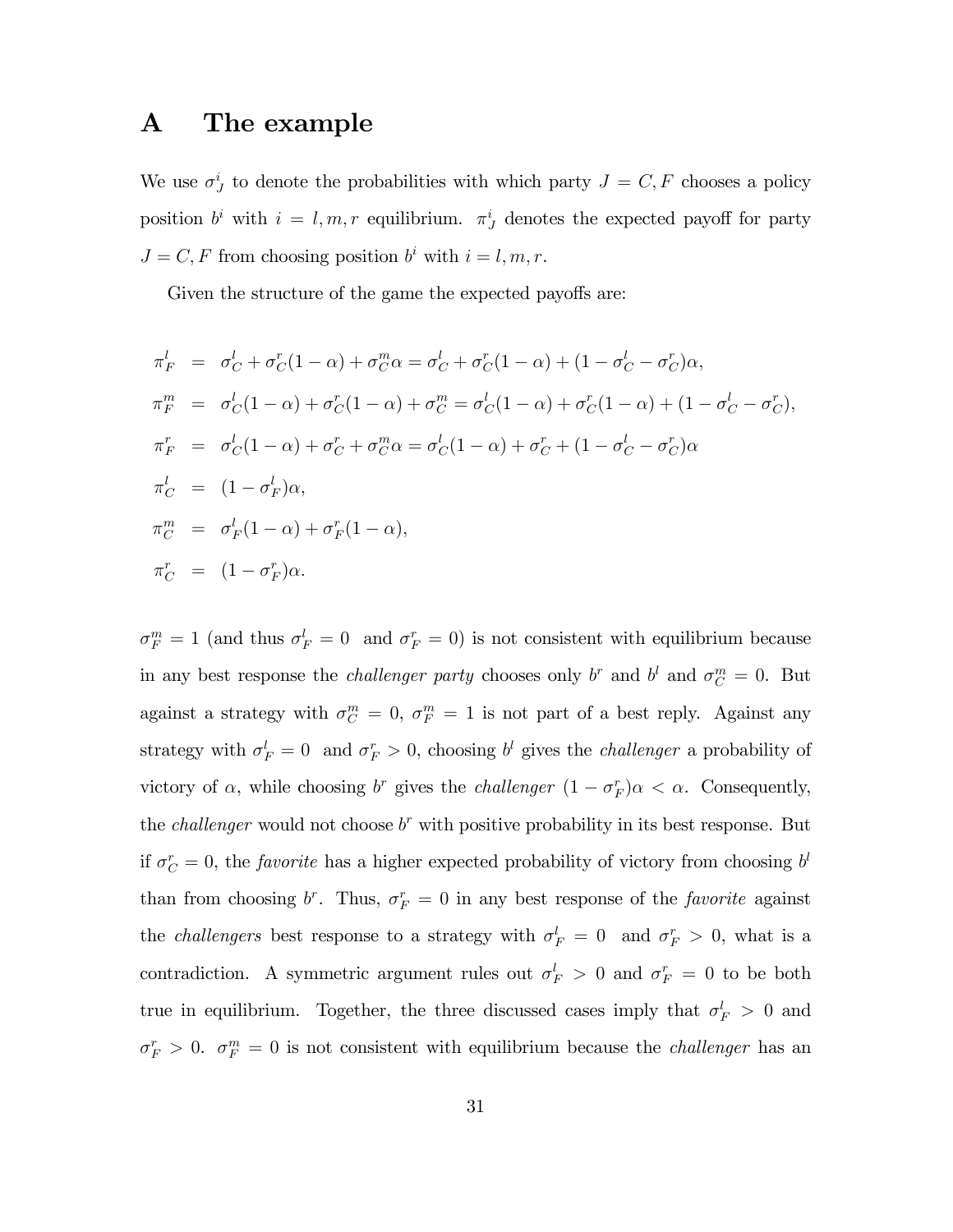# A The example

We use $\sigma_J^i$ to denote the probabilities with which party $J = C, F$ chooses a policy position $b^i$ with $i = l, m, r$ equilibrium. $\pi_J^i$ denotes the expected payoff for party $J = C, F$ from choosing position $b^i$ with $i = l, m, r$.

Given the structure of the game the expected payoffs are:

$$
\begin{aligned}
\pi_F^l &= \sigma_C^l + \sigma_C^r(1-\alpha) + \sigma_C^m\alpha = \sigma_C^l + \sigma_C^r(1-\alpha) + (1-\sigma_C^l-\sigma_C^r)\alpha, \\
\pi_F^m &= \sigma_C^l(1-\alpha) + \sigma_C^r(1-\alpha) + \sigma_C^m = \sigma_C^l(1-\alpha) + \sigma_C^r(1-\alpha) + (1-\sigma_C^l-\sigma_C^r), \\
\pi_F^r &= \sigma_C^l(1-\alpha) + \sigma_C^r + \sigma_C^m\alpha = \sigma_C^l(1-\alpha) + \sigma_C^r + (1-\sigma_C^l-\sigma_C^r)\alpha \\
\pi_C^l &= (1-\sigma_F^l)\alpha, \\
\pi_C^m &= \sigma_F^l(1-\alpha) + \sigma_F^r(1-\alpha), \\
\pi_C^r &= (1-\sigma_F^r)\alpha.
\end{aligned}
$$

$\sigma_F^m = 1$ (and thus $\sigma_F^l = 0$ and $\sigma_F^r = 0$) is not consistent with equilibrium because in any best response the *challenger party* chooses only $b^r$ and $b^l$ and $\sigma_C^m = 0$. But against a strategy with $\sigma_C^m = 0$, $\sigma_F^m = 1$ is not part of a best reply. Against any strategy with $\sigma_F^l = 0$ and $\sigma_F^r > 0$, choosing $b^l$ gives the *challenger* a probability of victory of $\alpha$, while choosing $b^r$ gives the *challenger* $(1-\sigma_F^r)\alpha < \alpha$. Consequently, the *challenger* would not choose $b^r$ with positive probability in its best response. But if $\sigma_C^r = 0$, the *favorite* has a higher expected probability of victory from choosing $b^l$ than from choosing $b^r$. Thus, $\sigma_F^r = 0$ in any best response of the *favorite* against the *challengers* best response to a strategy with $\sigma_F^l = 0$ and $\sigma_F^r > 0$, what is a contradiction. A symmetric argument rules out $\sigma_F^l > 0$ and $\sigma_F^r = 0$ to be both true in equilibrium. Together, the three discussed cases imply that $\sigma_F^l > 0$ and $\sigma_F^r > 0$. $\sigma_F^m = 0$ is not consistent with equilibrium because the *challenger* has an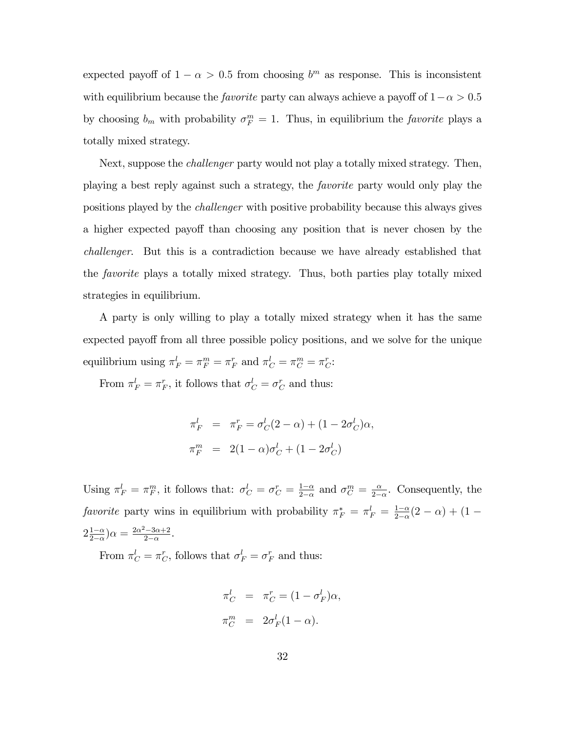expected payoff of $1 - \alpha > 0.5$ from choosing $b^m$ as response. This is inconsistent with equilibrium because the *favorite* party can always achieve a payoff of $1-\alpha > 0.5$ by choosing $b_m$ with probability $\sigma_F^m = 1$. Thus, in equilibrium the *favorite* plays a totally mixed strategy.

Next, suppose the *challenger* party would not play a totally mixed strategy. Then, playing a best reply against such a strategy, the *favorite* party would only play the positions played by the *challenger* with positive probability because this always gives a higher expected payoff than choosing any position that is never chosen by the *challenger*. But this is a contradiction because we have already established that the *favorite* plays a totally mixed strategy. Thus, both parties play totally mixed strategies in equilibrium.

A party is only willing to play a totally mixed strategy when it has the same expected payoff from all three possible policy positions, and we solve for the unique equilibrium using $\pi_F^l = \pi_F^m = \pi_F^r$ and $\pi_C^l = \pi_C^m = \pi_C^r$:

From $\pi_F^l = \pi_F^r$, it follows that $\sigma_C^l = \sigma_C^r$ and thus:

$$
\begin{aligned}
\pi_F^l &= \pi_F^r = \sigma_C^l(2-\alpha) + (1 - 2\sigma_C^l)\alpha, \\
\pi_F^m &= 2(1-\alpha)\sigma_C^l + (1 - 2\sigma_C^l)
\end{aligned}
$$

Using $\pi_F^l = \pi_F^m$, it follows that: $\sigma_C^l = \sigma_C^r = \frac{1-\alpha}{2-\alpha}$ and $\sigma_C^m = \frac{\alpha}{2-\alpha}$. Consequently, the *favorite* party wins in equilibrium with probability $\pi_F^* = \pi_F^l = \frac{1-\alpha}{2-\alpha}(2-\alpha) + (1 - 2\frac{1-\alpha}{2-\alpha})\alpha = \frac{2\alpha^2 - 3\alpha + 2}{2-\alpha}$.

From $\pi_C^l = \pi_C^r$, follows that $\sigma_F^l = \sigma_F^r$ and thus:

$$
\begin{aligned}
\pi_C^l &= \pi_C^r = (1 - \sigma_F^l)\alpha, \\
\pi_C^m &= 2\sigma_F^l(1-\alpha).
\end{aligned}
$$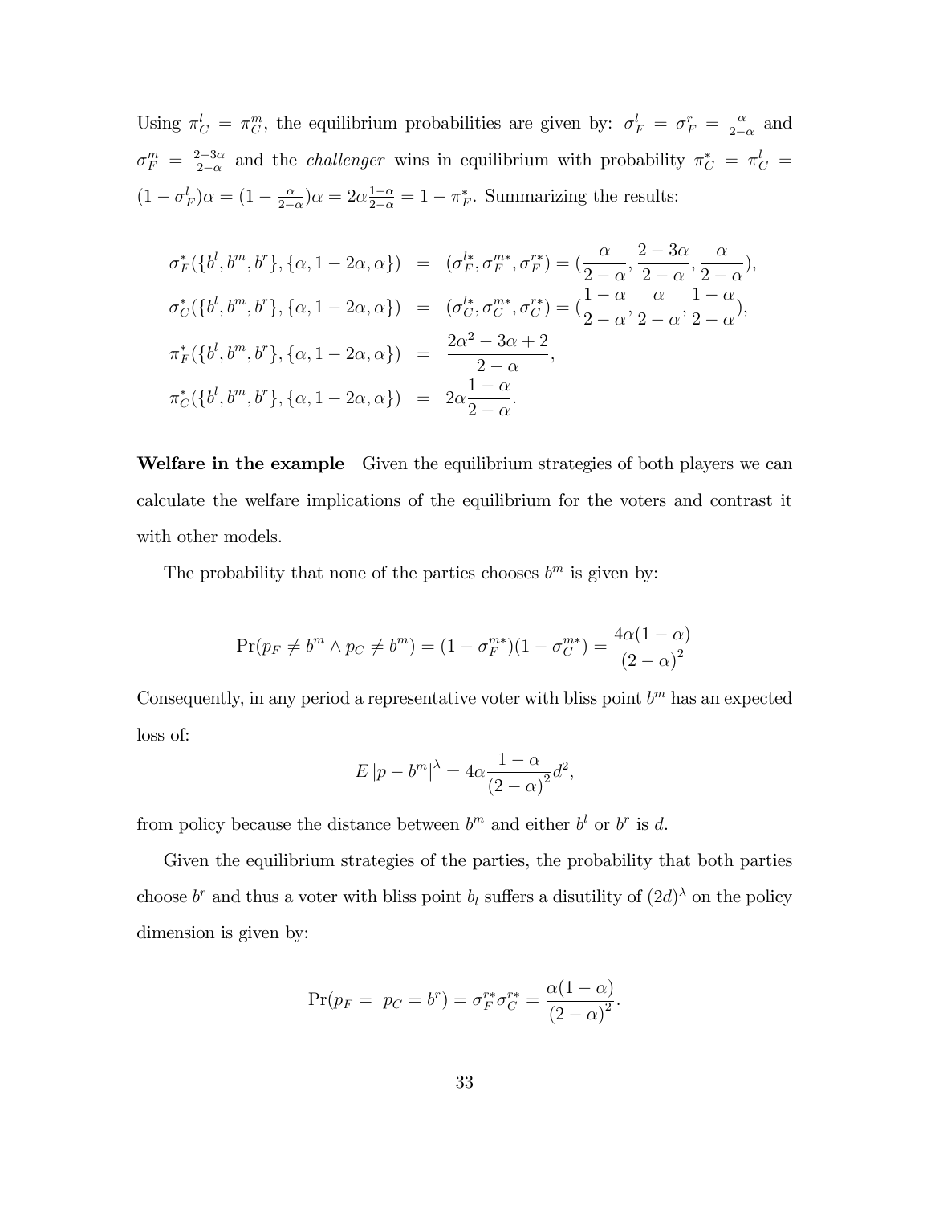Using $\pi_C^l = \pi_C^m$, the equilibrium probabilities are given by: $\sigma_F^l = \sigma_F^r = \frac{\alpha}{2-\alpha}$ and $\sigma_F^m = \frac{2-3\alpha}{2-\alpha}$ and the *challenger* wins in equilibrium with probability $\pi_C^* = \pi_C^l = (1-\sigma_F^l)\alpha = (1-\frac{\alpha}{2-\alpha})\alpha = 2\alpha\frac{1-\alpha}{2-\alpha} = 1-\pi_F^*$. Summarizing the results:

$$
\begin{aligned}
\sigma_F^*(\{b^l,b^m,b^r\},\{\alpha,1-2\alpha,\alpha\}) &= (\sigma_F^{l*},\sigma_F^{m*},\sigma_F^{r*}) = (\frac{\alpha}{2-\alpha},\frac{2-3\alpha}{2-\alpha},\frac{\alpha}{2-\alpha}),\\
\sigma_C^*(\{b^l,b^m,b^r\},\{\alpha,1-2\alpha,\alpha\}) &= (\sigma_C^{l*},\sigma_C^{m*},\sigma_C^{r*}) = (\frac{1-\alpha}{2-\alpha},\frac{\alpha}{2-\alpha},\frac{1-\alpha}{2-\alpha}),\\
\pi_F^*(\{b^l,b^m,b^r\},\{\alpha,1-2\alpha,\alpha\}) &= \frac{2\alpha^2-3\alpha+2}{2-\alpha},\\
\pi_C^*(\{b^l,b^m,b^r\},\{\alpha,1-2\alpha,\alpha\}) &= 2\alpha\frac{1-\alpha}{2-\alpha}.
\end{aligned}
$$

**Welfare in the example** Given the equilibrium strategies of both players we can calculate the welfare implications of the equilibrium for the voters and contrast it with other models.

The probability that none of the parties chooses $b^m$ is given by:

$$\Pr(p_F \neq b^m \wedge p_C \neq b^m) = (1-\sigma_F^{m*})(1-\sigma_C^{m*}) = \frac{4\alpha(1-\alpha)}{(2-\alpha)^2}$$

Consequently, in any period a representative voter with bliss point $b^m$ has an expected loss of:

$$E\left|p-b^m\right|^\lambda = 4\alpha\frac{1-\alpha}{(2-\alpha)^2}d^2,$$

from policy because the distance between $b^m$ and either $b^l$ or $b^r$ is $d$.

Given the equilibrium strategies of the parties, the probability that both parties choose $b^r$ and thus a voter with bliss point $b_l$ suffers a disutility of $(2d)^\lambda$ on the policy dimension is given by:

$$\Pr(p_F = \ p_C = b^r) = \sigma_F^{r*}\sigma_C^{r*} = \frac{\alpha(1-\alpha)}{(2-\alpha)^2}.$$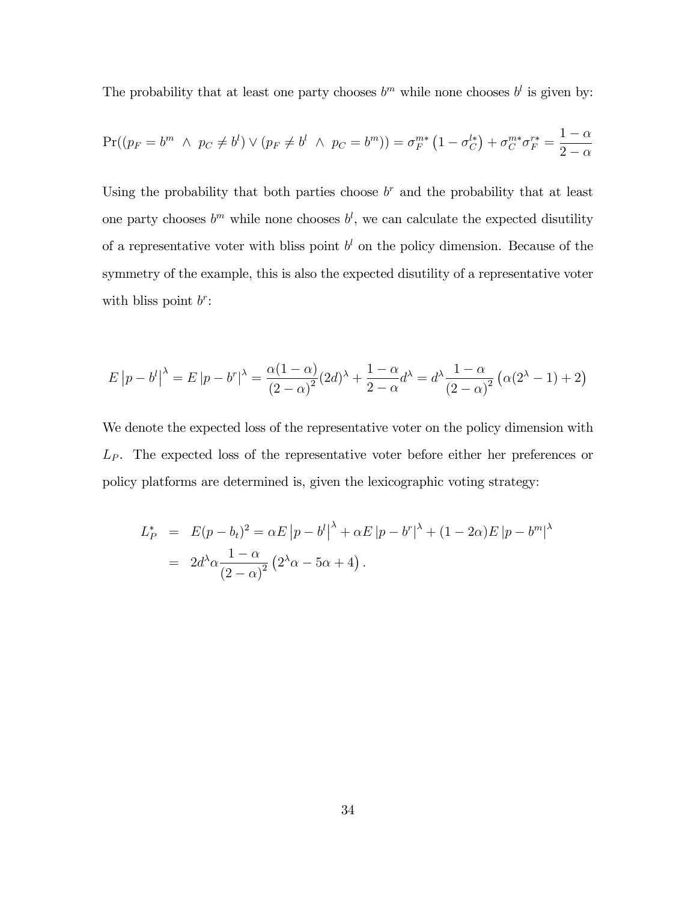The probability that at least one party chooses $b^m$ while none chooses $b^l$ is given by:

$$\Pr((p_F = b^m \ \wedge \ p_C \neq b^l) \vee (p_F \neq b^l \ \wedge \ p_C = b^m)) = \sigma_F^{m*}\left(1 - \sigma_C^{l*}\right) + \sigma_C^{m*}\sigma_F^{r*} = \frac{1-\alpha}{2-\alpha}$$

Using the probability that both parties choose $b^r$ and the probability that at least one party chooses $b^m$ while none chooses $b^l$, we can calculate the expected disutility of a representative voter with bliss point $b^l$ on the policy dimension. Because of the symmetry of the example, this is also the expected disutility of a representative voter with bliss point $b^r$:

$$E\left|p - b^l\right|^\lambda = E\left|p - b^r\right|^\lambda = \frac{\alpha(1-\alpha)}{(2-\alpha)^2}(2d)^\lambda + \frac{1-\alpha}{2-\alpha}d^\lambda = d^\lambda \frac{1-\alpha}{(2-\alpha)^2}\left(\alpha(2^\lambda - 1) + 2\right)$$

We denote the expected loss of the representative voter on the policy dimension with $L_P$. The expected loss of the representative voter before either her preferences or policy platforms are determined is, given the lexicographic voting strategy:

$$\begin{aligned}
L_P^* &= E(p - b_t)^2 = \alpha E\left|p - b^l\right|^\lambda + \alpha E\left|p - b^r\right|^\lambda + (1-2\alpha)E\left|p - b^m\right|^\lambda \\
&= 2d^\lambda \alpha \frac{1-\alpha}{(2-\alpha)^2}\left(2^\lambda \alpha - 5\alpha + 4\right).
\end{aligned}$$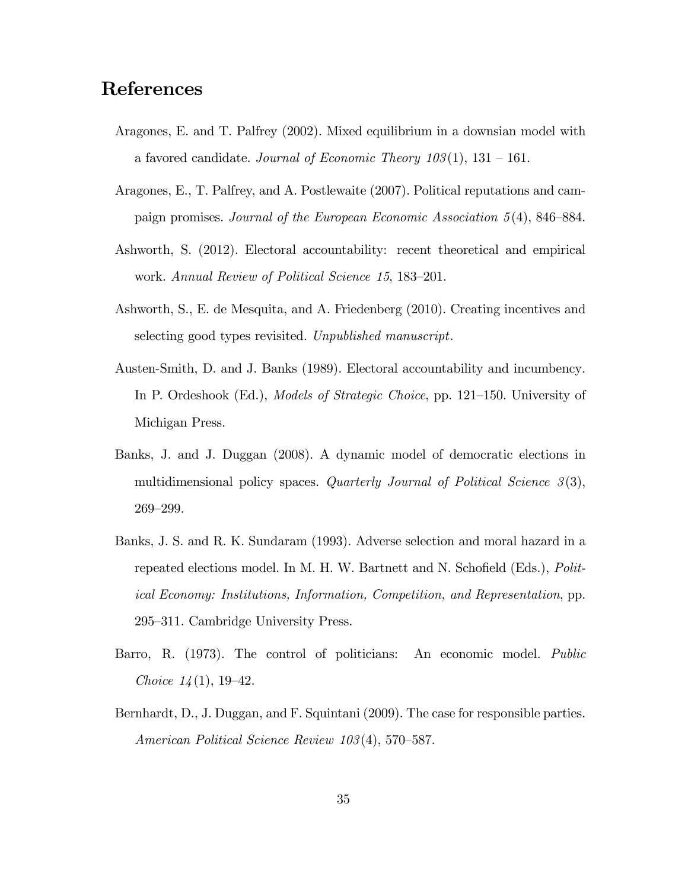# References

Aragones, E. and T. Palfrey (2002). Mixed equilibrium in a downsian model with a favored candidate. *Journal of Economic Theory 103*(1), 131 – 161.

Aragones, E., T. Palfrey, and A. Postlewaite (2007). Political reputations and campaign promises. *Journal of the European Economic Association 5*(4), 846–884.

Ashworth, S. (2012). Electoral accountability: recent theoretical and empirical work. *Annual Review of Political Science 15*, 183–201.

Ashworth, S., E. de Mesquita, and A. Friedenberg (2010). Creating incentives and selecting good types revisited. *Unpublished manuscript*.

Austen-Smith, D. and J. Banks (1989). Electoral accountability and incumbency. In P. Ordeshook (Ed.), *Models of Strategic Choice*, pp. 121–150. University of Michigan Press.

Banks, J. and J. Duggan (2008). A dynamic model of democratic elections in multidimensional policy spaces. *Quarterly Journal of Political Science 3*(3), 269–299.

Banks, J. S. and R. K. Sundaram (1993). Adverse selection and moral hazard in a repeated elections model. In M. H. W. Bartnett and N. Schofield (Eds.), *Political Economy: Institutions, Information, Competition, and Representation*, pp. 295–311. Cambridge University Press.

Barro, R. (1973). The control of politicians: An economic model. *Public Choice 14*(1), 19–42.

Bernhardt, D., J. Duggan, and F. Squintani (2009). The case for responsible parties. *American Political Science Review 103*(4), 570–587.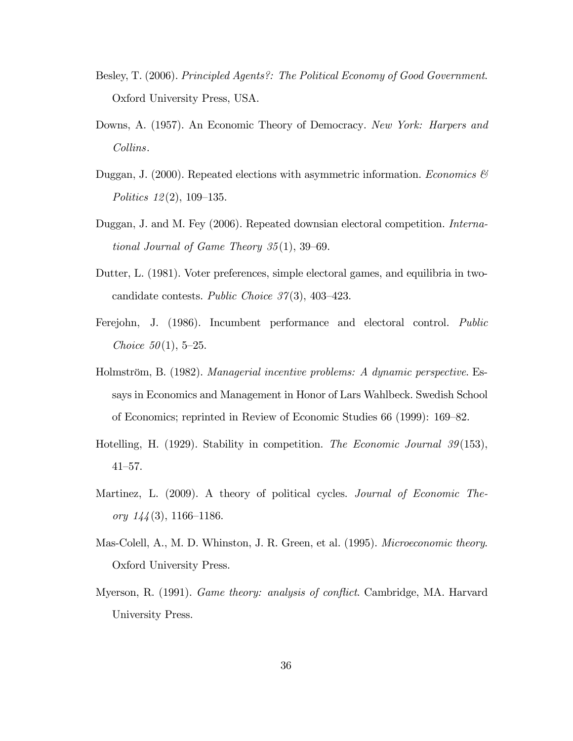Besley, T. (2006). *Principled Agents?: The Political Economy of Good Government*. Oxford University Press, USA.

Downs, A. (1957). An Economic Theory of Democracy. *New York: Harpers and Collins*.

Duggan, J. (2000). Repeated elections with asymmetric information. *Economics & Politics 12*(2), 109–135.

Duggan, J. and M. Fey (2006). Repeated downsian electoral competition. *International Journal of Game Theory 35*(1), 39–69.

Dutter, L. (1981). Voter preferences, simple electoral games, and equilibria in two-candidate contests. *Public Choice 37*(3), 403–423.

Ferejohn, J. (1986). Incumbent performance and electoral control. *Public Choice 50*(1), 5–25.

Holmström, B. (1982). *Managerial incentive problems: A dynamic perspective*. Essays in Economics and Management in Honor of Lars Wahlbeck. Swedish School of Economics; reprinted in Review of Economic Studies 66 (1999): 169–82.

Hotelling, H. (1929). Stability in competition. *The Economic Journal 39*(153), 41–57.

Martinez, L. (2009). A theory of political cycles. *Journal of Economic Theory 144*(3), 1166–1186.

Mas-Colell, A., M. D. Whinston, J. R. Green, et al. (1995). *Microeconomic theory*. Oxford University Press.

Myerson, R. (1991). *Game theory: analysis of conflict*. Cambridge, MA. Harvard University Press.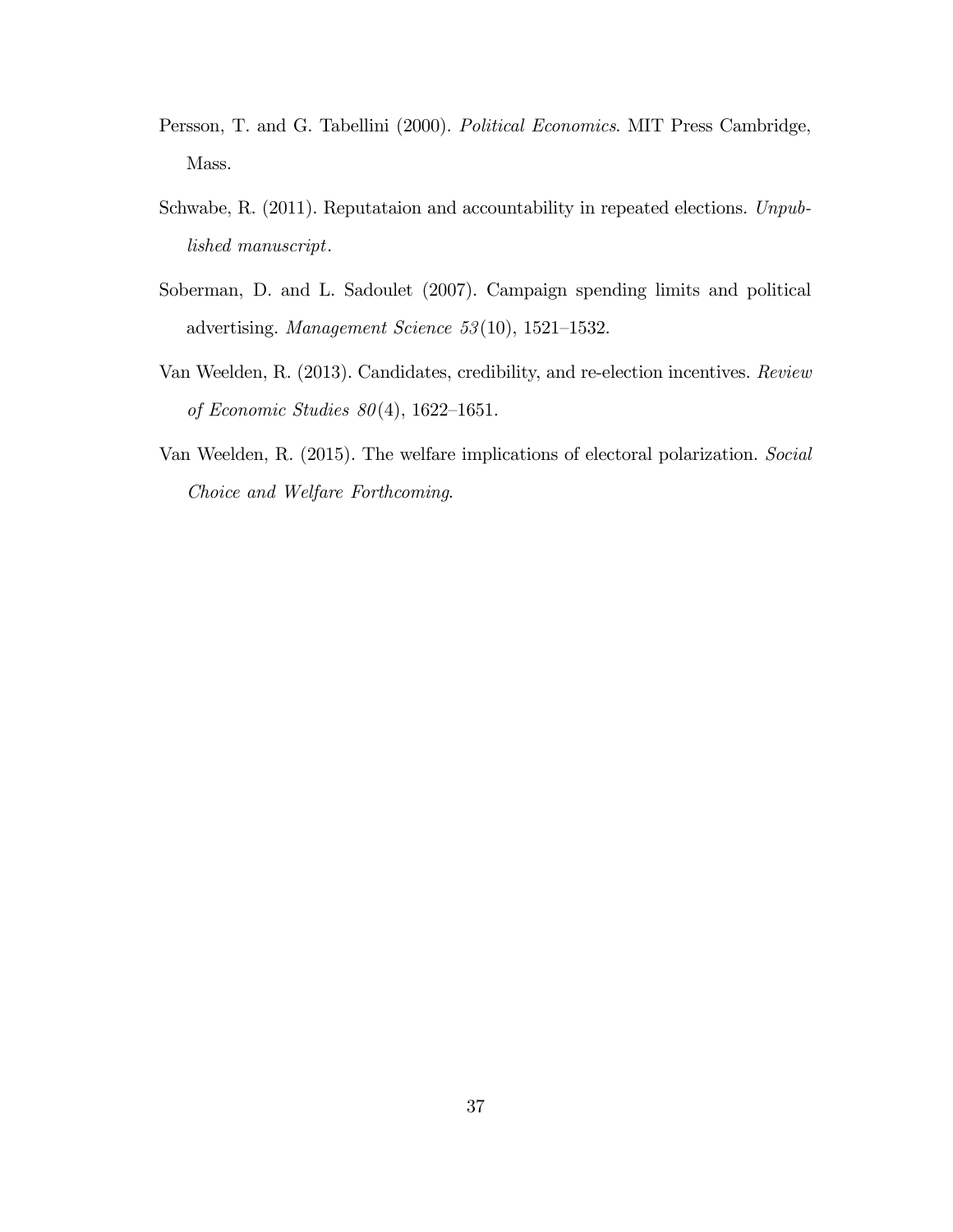Persson, T. and G. Tabellini (2000). *Political Economics*. MIT Press Cambridge, Mass.

Schwabe, R. (2011). Reputataion and accountability in repeated elections. *Unpublished manuscript*.

Soberman, D. and L. Sadoulet (2007). Campaign spending limits and political advertising. *Management Science 53*(10), 1521–1532.

Van Weelden, R. (2013). Candidates, credibility, and re-election incentives. *Review of Economic Studies 80*(4), 1622–1651.

Van Weelden, R. (2015). The welfare implications of electoral polarization. *Social Choice and Welfare Forthcoming*.